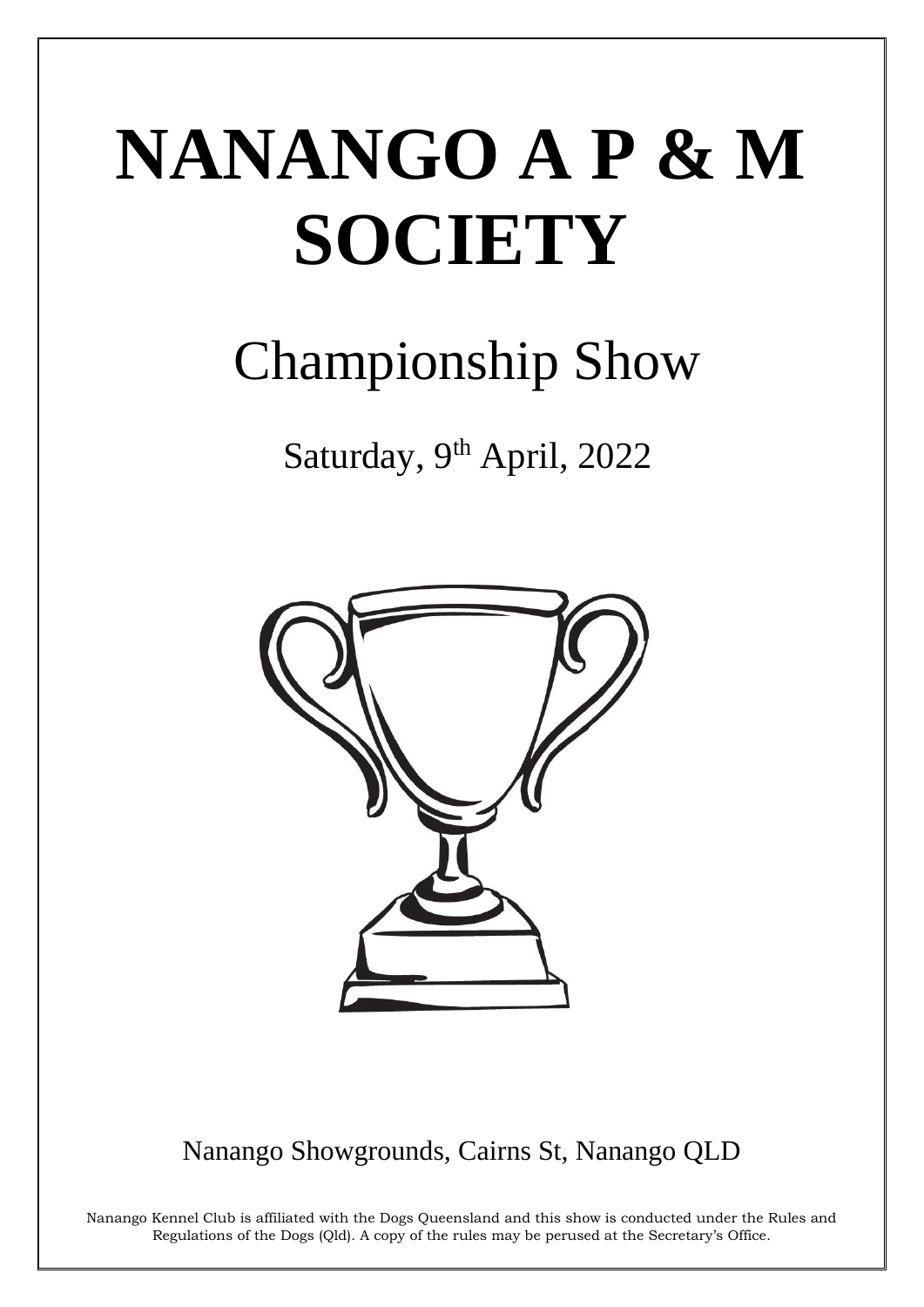# NANANGO A P & M SOCIETY

## Championship Show

Saturday, 9th April, 2022

Nanango Showgrounds, Cairns St, Nanango QLD

Nanango Kennel Club is affiliated with the Dogs Queensland and this show is conducted under the Rules and Regulations of the Dogs (Qld). A copy of the rules may be perused at the Secretary's Office.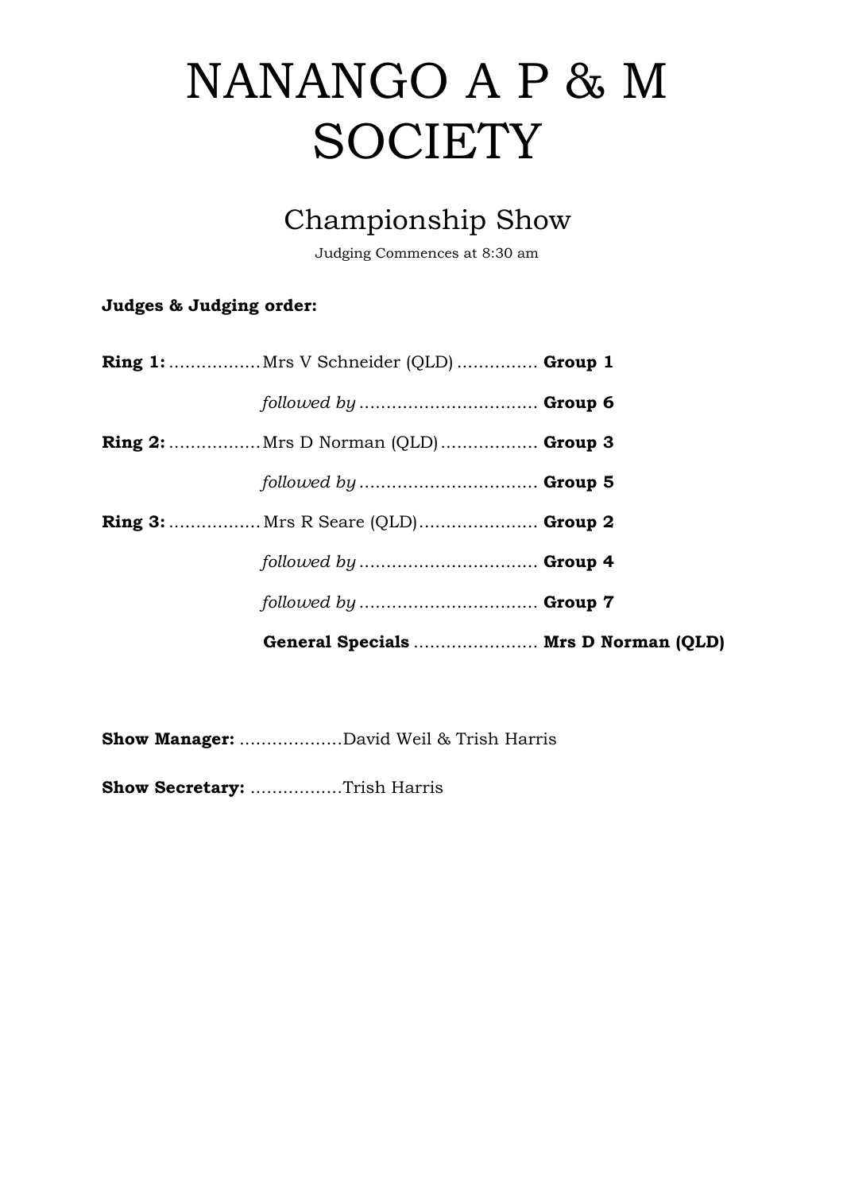# NANANGO A P & M SOCIETY

## Championship Show

Judging Commences at 8:30 am

**Judges & Judging order:**

**Ring 1:** ................. Mrs V Schneider (QLD) ............... **Group 1**

*followed by* ................................. **Group 6**

**Ring 2:** ................. Mrs D Norman (QLD) .................. **Group 3**

*followed by* ................................. **Group 5**

**Ring 3:** ................. Mrs R Seare (QLD) ...................... **Group 2**

*followed by* ................................. **Group 4**

*followed by* ................................. **Group 7**

**General Specials** ....................... **Mrs D Norman (QLD)**

**Show Manager:** ...................David Weil & Trish Harris

**Show Secretary:** .................Trish Harris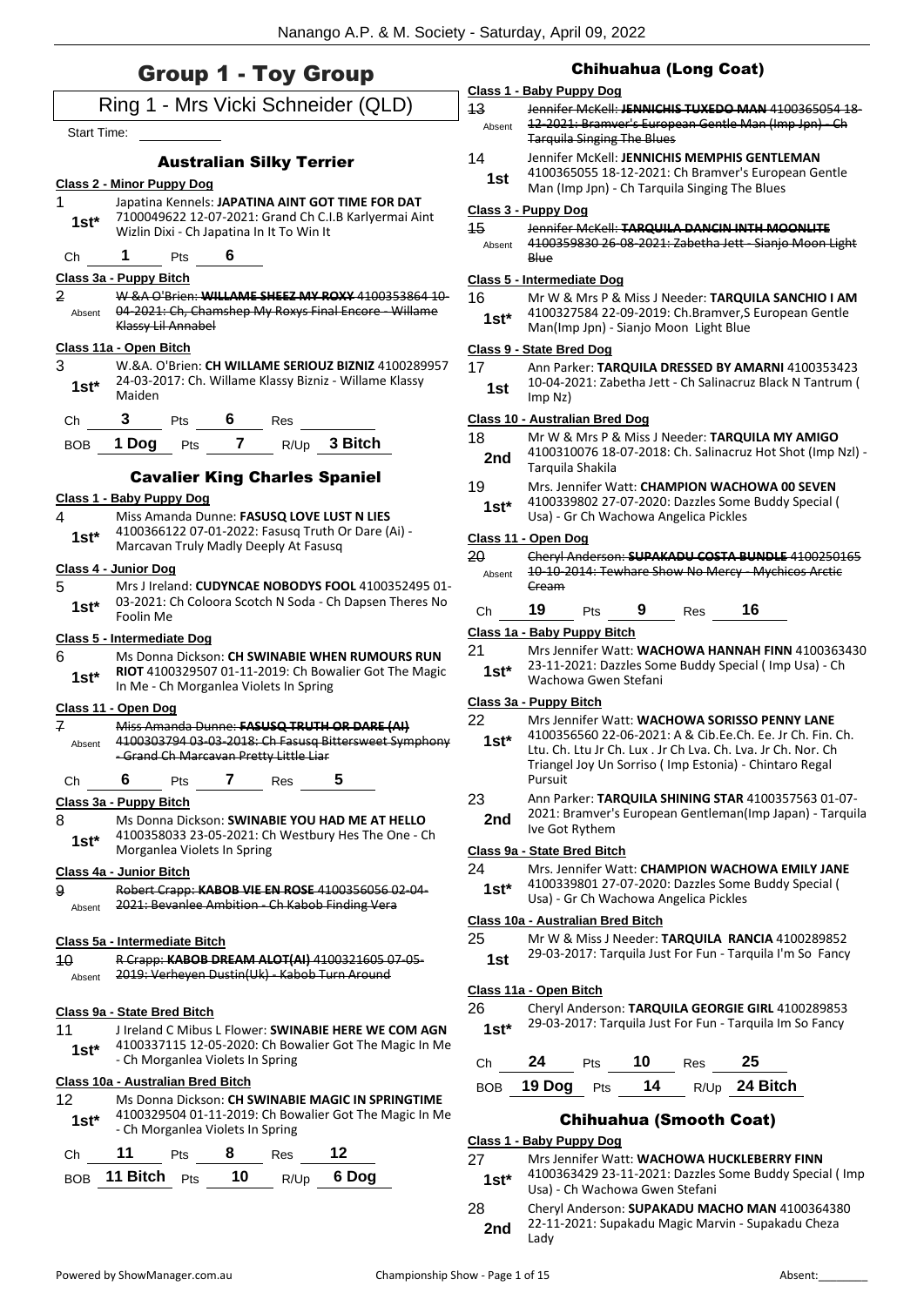# Group 1 - Toy Group

## Ring 1 - Mrs Vicki Schneider (QLD)

Start Time: ___________

### Australian Silky Terrier

**Class 2 - Minor Puppy Dog**

1 — 1st* — Japatina Kennels: **JAPATINA AINT GOT TIME FOR DAT** 7100049622 12-07-2021: Grand Ch C.I.B Karlyermai Aint Wizlin Dixi - Ch Japatina In It To Win It

Ch 1 Pts 6

**Class 3a - Puppy Bitch**

2 — Absent — ~~W &A O'Brien: **WILLAME SHEEZ MY ROXY** 4100353864 10-04-2021: Ch, Chamshep My Roxys Final Encore - Willame Klassy Lil Annabel~~

**Class 11a - Open Bitch**

3 — 1st* — W.&A. O'Brien: **CH WILLAME SERIOUZ BIZNIZ** 4100289957 24-03-2017: Ch. Willame Klassy Bizniz - Willame Klassy Maiden

Ch 3 Pts 6 Res ________

BOB 1 Dog Pts 7 R/Up 3 Bitch

### Cavalier King Charles Spaniel

**Class 1 - Baby Puppy Dog**

4 — 1st* — Miss Amanda Dunne: **FASUSQ LOVE LUST N LIES** 4100366122 07-01-2022: Fasusq Truth Or Dare (Ai) - Marcavan Truly Madly Deeply At Fasusq

**Class 4 - Junior Dog**

5 — 1st* — Mrs J Ireland: **CUDYNCAE NOBODYS FOOL** 4100352495 01-03-2021: Ch Coloora Scotch N Soda - Ch Dapsen Theres No Foolin Me

**Class 5 - Intermediate Dog**

6 — 1st* — Ms Donna Dickson: **CH SWINABIE WHEN RUMOURS RUN RIOT** 4100329507 01-11-2019: Ch Bowalier Got The Magic In Me - Ch Morganlea Violets In Spring

**Class 11 - Open Dog**

7 — Absent — ~~Miss Amanda Dunne: **FASUSQ TRUTH OR DARE (AI)** 4100303794 03-03-2018: Ch Fasusq Bittersweet Symphony - Grand Ch Marcavan Pretty Little Liar~~

Ch 6 Pts 7 Res 5

**Class 3a - Puppy Bitch**

8 — 1st* — Ms Donna Dickson: **SWINABIE YOU HAD ME AT HELLO** 4100358033 23-05-2021: Ch Westbury Hes The One - Ch Morganlea Violets In Spring

**Class 4a - Junior Bitch**

9 — Absent — ~~Robert Crapp: **KABOB VIE EN ROSE** 4100356056 02-04-2021: Bevanlee Ambition - Ch Kabob Finding Vera~~

**Class 5a - Intermediate Bitch**

10 — Absent — ~~R Crapp: **KABOB DREAM ALOT(AI)** 4100321605 07-05-2019: Verheyen Dustin(Uk) - Kabob Turn Around~~

**Class 9a - State Bred Bitch**

11 — 1st* — J Ireland C Mibus L Flower: **SWINABIE HERE WE COM AGN** 4100337115 12-05-2020: Ch Bowalier Got The Magic In Me - Ch Morganlea Violets In Spring

**Class 10a - Australian Bred Bitch**

12 — 1st* — Ms Donna Dickson: **CH SWINABIE MAGIC IN SPRINGTIME** 4100329504 01-11-2019: Ch Bowalier Got The Magic In Me - Ch Morganlea Violets In Spring

Ch 11 Pts 8 Res 12

BOB 11 Bitch Pts 10 R/Up 6 Dog

### Chihuahua (Long Coat)

**Class 1 - Baby Puppy Dog**

13 — Absent — ~~Jennifer McKell: **JENNICHIS TUXEDO MAN** 4100365054 18-12-2021: Bramver's European Gentle Man (Imp Jpn) - Ch Tarquila Singing The Blues~~

14 — 1st — Jennifer McKell: **JENNICHIS MEMPHIS GENTLEMAN** 4100365055 18-12-2021: Ch Bramver's European Gentle Man (Imp Jpn) - Ch Tarquila Singing The Blues

**Class 3 - Puppy Dog**

15 — Absent — ~~Jennifer McKell: **TARQUILA DANCIN INTH MOONLITE** 4100359830 26-08-2021: Zabetha Jett - Sianjo Moon Light Blue~~

**Class 5 - Intermediate Dog**

16 — 1st* — Mr W & Mrs P & Miss J Needer: **TARQUILA SANCHIO I AM** 4100327584 22-09-2019: Ch.Bramver,S European Gentle Man(Imp Jpn) - Sianjo Moon Light Blue

**Class 9 - State Bred Dog**

17 — 1st — Ann Parker: **TARQUILA DRESSED BY AMARNI** 4100353423 10-04-2021: Zabetha Jett - Ch Salinacruz Black N Tantrum ( Imp Nz)

**Class 10 - Australian Bred Dog**

18 — 2nd — Mr W & Mrs P & Miss J Needer: **TARQUILA MY AMIGO** 4100310076 18-07-2018: Ch. Salinacruz Hot Shot (Imp Nzl) - Tarquila Shakila

19 — 1st* — Mrs. Jennifer Watt: **CHAMPION WACHOWA 00 SEVEN** 4100339802 27-07-2020: Dazzles Some Buddy Special ( Usa) - Gr Ch Wachowa Angelica Pickles

**Class 11 - Open Dog**

20 — Absent — ~~Cheryl Anderson: **SUPAKADU COSTA BUNDLE** 4100250165 10-10-2014: Tewhare Show No Mercy - Mychicos Arctic Cream~~

Ch 19 Pts 9 Res 16

**Class 1a - Baby Puppy Bitch**

21 — 1st* — Mrs Jennifer Watt: **WACHOWA HANNAH FINN** 4100363430 23-11-2021: Dazzles Some Buddy Special ( Imp Usa) - Ch Wachowa Gwen Stefani

**Class 3a - Puppy Bitch**

22 — 1st* — Mrs Jennifer Watt: **WACHOWA SORISSO PENNY LANE** 4100356560 22-06-2021: A & Cib.Ee.Ch. Ee. Jr Ch. Fin. Ch. Ltu. Ch. Ltu Jr Ch. Lux . Jr Ch Lva. Ch. Lva. Jr Ch. Nor. Ch Triangel Joy Un Sorriso ( Imp Estonia) - Chintaro Regal Pursuit

23 — 2nd — Ann Parker: **TARQUILA SHINING STAR** 4100357563 01-07-2021: Bramver's European Gentleman(Imp Japan) - Tarquila Ive Got Rythem

**Class 9a - State Bred Bitch**

24 — 1st* — Mrs. Jennifer Watt: **CHAMPION WACHOWA EMILY JANE** 4100339801 27-07-2020: Dazzles Some Buddy Special ( Usa) - Gr Ch Wachowa Angelica Pickles

**Class 10a - Australian Bred Bitch**

25 — 1st — Mr W & Miss J Needer: **TARQUILA RANCIA** 4100289852 29-03-2017: Tarquila Just For Fun - Tarquila I'm So Fancy

**Class 11a - Open Bitch**

26 — 1st* — Cheryl Anderson: **TARQUILA GEORGIE GIRL** 4100289853 29-03-2017: Tarquila Just For Fun - Tarquila Im So Fancy

Ch 24 Pts 10 Res 25

BOB 19 Dog Pts 14 R/Up 24 Bitch

### Chihuahua (Smooth Coat)

**Class 1 - Baby Puppy Dog**

27 — 1st* — Mrs Jennifer Watt: **WACHOWA HUCKLEBERRY FINN** 4100363429 23-11-2021: Dazzles Some Buddy Special ( Imp Usa) - Ch Wachowa Gwen Stefani

28 — 2nd — Cheryl Anderson: **SUPAKADU MACHO MAN** 4100364380 22-11-2021: Supakadu Magic Marvin - Supakadu Cheza Lady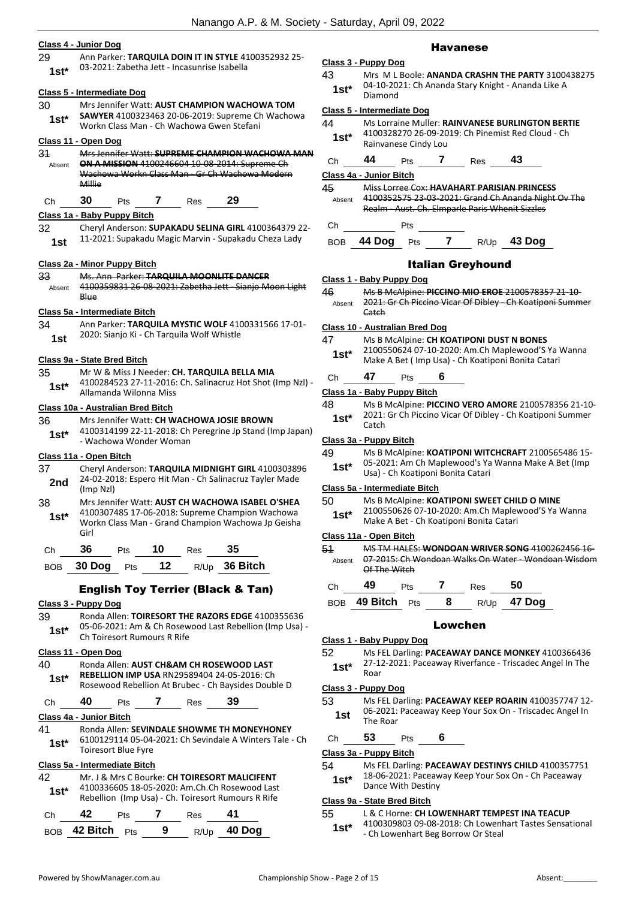**Class 4 - Junior Dog**

29 — 1st* — Ann Parker: **TARQUILA DOIN IT IN STYLE** 4100352932 25-03-2021: Zabetha Jett - Incasunrise Isabella

**Class 5 - Intermediate Dog**

30 — 1st* — Mrs Jennifer Watt: **AUST CHAMPION WACHOWA TOM SAWYER** 4100323463 20-06-2019: Supreme Ch Wachowa Workn Class Man - Ch Wachowa Gwen Stefani

**Class 11 - Open Dog**

31 — Absent — ~~Mrs Jennifer Watt: **SUPREME CHAMPION WACHOWA MAN ON A MISSION** 4100246604 10-08-2014: Supreme Ch Wachowa Workn Class Man - Gr Ch Wachowa Modern Millie~~

Ch 30 Pts 7 Res 29

**Class 1a - Baby Puppy Bitch**

32 — 1st — Cheryl Anderson: **SUPAKADU SELINA GIRL** 4100364379 22-11-2021: Supakadu Magic Marvin - Supakadu Cheza Lady

**Class 2a - Minor Puppy Bitch**

33 — Absent — ~~Ms. Ann Parker: **TARQUILA MOONLITE DANCER** 4100359831 26-08-2021: Zabetha Jett - Sianjo Moon Light Blue~~

**Class 5a - Intermediate Bitch**

34 — 1st — Ann Parker: **TARQUILA MYSTIC WOLF** 4100331566 17-01-2020: Sianjo Ki - Ch Tarquila Wolf Whistle

**Class 9a - State Bred Bitch**

35 — 1st* — Mr W & Miss J Needer: **CH. TARQUILA BELLA MIA** 4100284523 27-11-2016: Ch. Salinacruz Hot Shot (Imp Nzl) - Allamanda Wilonna Miss

**Class 10a - Australian Bred Bitch**

36 — 1st* — Mrs Jennifer Watt: **CH WACHOWA JOSIE BROWN** 4100314199 22-11-2018: Ch Peregrine Jp Stand (Imp Japan) - Wachowa Wonder Woman

**Class 11a - Open Bitch**

37 — 2nd — Cheryl Anderson: **TARQUILA MIDNIGHT GIRL** 4100303896 24-02-2018: Espero Hit Man - Ch Salinacruz Tayler Made (Imp Nzl)

38 — 1st* — Mrs Jennifer Watt: **AUST CH WACHOWA ISABEL O'SHEA** 4100307485 17-06-2018: Supreme Champion Wachowa Workn Class Man - Grand Champion Wachowa Jp Geisha Girl

Ch 36 Pts 10 Res 35

BOB 30 Dog Pts 12 R/Up 36 Bitch

## English Toy Terrier (Black & Tan)

**Class 3 - Puppy Dog**

39 — 1st* — Ronda Allen: **TOIRESORT THE RAZORS EDGE** 4100355636 05-06-2021: Am & Ch Rosewood Last Rebellion (Imp Usa) - Ch Toiresort Rumours R Rife

**Class 11 - Open Dog**

40 — 1st* — Ronda Allen: **AUST CH&AM CH ROSEWOOD LAST REBELLION IMP USA** RN29589404 24-05-2016: Ch Rosewood Rebellion At Brubec - Ch Baysides Double D

Ch 40 Pts 7 Res 39

**Class 4a - Junior Bitch**

41 — 1st* — Ronda Allen: **SEVINDALE SHOWME TH MONEYHONEY** 6100129114 05-04-2021: Ch Sevindale A Winters Tale - Ch Toiresort Blue Fyre

**Class 5a - Intermediate Bitch**

42 — 1st* — Mr. J & Mrs C Bourke: **CH TOIRESORT MALICIFENT** 4100336605 18-05-2020: Am.Ch.Ch Rosewood Last Rebellion (Imp Usa) - Ch. Toiresort Rumours R Rife

Ch 42 Pts 7 Res 41

BOB 42 Bitch Pts 9 R/Up 40 Dog

## Havanese

**Class 3 - Puppy Dog**

43 — 1st* — Mrs M L Boole: **ANANDA CRASHN THE PARTY** 3100438275 04-10-2021: Ch Ananda Stary Knight - Ananda Like A Diamond

**Class 5 - Intermediate Dog**

44 — 1st* — Ms Lorraine Muller: **RAINVANESE BURLINGTON BERTIE** 4100328270 26-09-2019: Ch Pinemist Red Cloud - Ch Rainvanese Cindy Lou

Ch 44 Pts 7 Res 43

**Class 4a - Junior Bitch**

45 — Absent — ~~Miss Lorree Cox: **HAVAHART PARISIAN PRINCESS** 4100352575 23-03-2021: Grand Ch Ananda Night Ov The Realm - Aust. Ch. Elmparle Paris Whenit Sizzles~~

Ch ___ Pts ___

BOB 44 Dog Pts 7 R/Up 43 Dog

## Italian Greyhound

**Class 1 - Baby Puppy Dog**

46 — Absent — ~~Ms B McAlpine: **PICCINO MIO EROE** 2100578357 21-10-2021: Gr Ch Piccino Vicar Of Dibley - Ch Koatiponi Summer Catch~~

**Class 10 - Australian Bred Dog**

47 — 1st* — Ms B McAlpine: **CH KOATIPONI DUST N BONES** 2100550624 07-10-2020: Am.Ch Maplewood'S Ya Wanna Make A Bet ( Imp Usa) - Ch Koatiponi Bonita Catari

Ch 47 Pts 6

**Class 1a - Baby Puppy Bitch**

48 — 1st* — Ms B McAlpine: **PICCINO VERO AMORE** 2100578356 21-10-2021: Gr Ch Piccino Vicar Of Dibley - Ch Koatiponi Summer Catch

**Class 3a - Puppy Bitch**

49 — 1st* — Ms B McAlpine: **KOATIPONI WITCHCRAFT** 2100565486 15-05-2021: Am Ch Maplewood's Ya Wanna Make A Bet (Imp Usa) - Ch Koatiponi Bonita Catari

**Class 5a - Intermediate Bitch**

50 — 1st* — Ms B McAlpine: **KOATIPONI SWEET CHILD O MINE** 2100550626 07-10-2020: Am.Ch Maplewood'S Ya Wanna Make A Bet - Ch Koatiponi Bonita Catari

**Class 11a - Open Bitch**

51 — Absent — ~~MS TM HALES: **WONDOAN WRIVER SONG** 4100262456 16-07-2015: Ch Wondoan Walks On Water - Wondoan Wisdom Of The Witch~~

Ch 49 Pts 7 Res 50

BOB 49 Bitch Pts 8 R/Up 47 Dog

## Lowchen

**Class 1 - Baby Puppy Dog**

52 — 1st* — Ms FEL Darling: **PACEAWAY DANCE MONKEY** 4100366436 27-12-2021: Paceaway Riverfance - Triscadec Angel In The Roar

**Class 3 - Puppy Dog**

53 — 1st — Ms FEL Darling: **PACEAWAY KEEP ROARIN** 4100357747 12-06-2021: Paceaway Keep Your Sox On - Triscadec Angel In The Roar

Ch 53 Pts 6

**Class 3a - Puppy Bitch**

54 — 1st* — Ms FEL Darling: **PACEAWAY DESTINYS CHILD** 4100357751 18-06-2021: Paceaway Keep Your Sox On - Ch Paceaway Dance With Destiny

**Class 9a - State Bred Bitch**

55 — 1st* — L & C Horne: **CH LOWENHART TEMPEST INA TEACUP** 4100309803 09-08-2018: Ch Lowenhart Tastes Sensational - Ch Lowenhart Beg Borrow Or Steal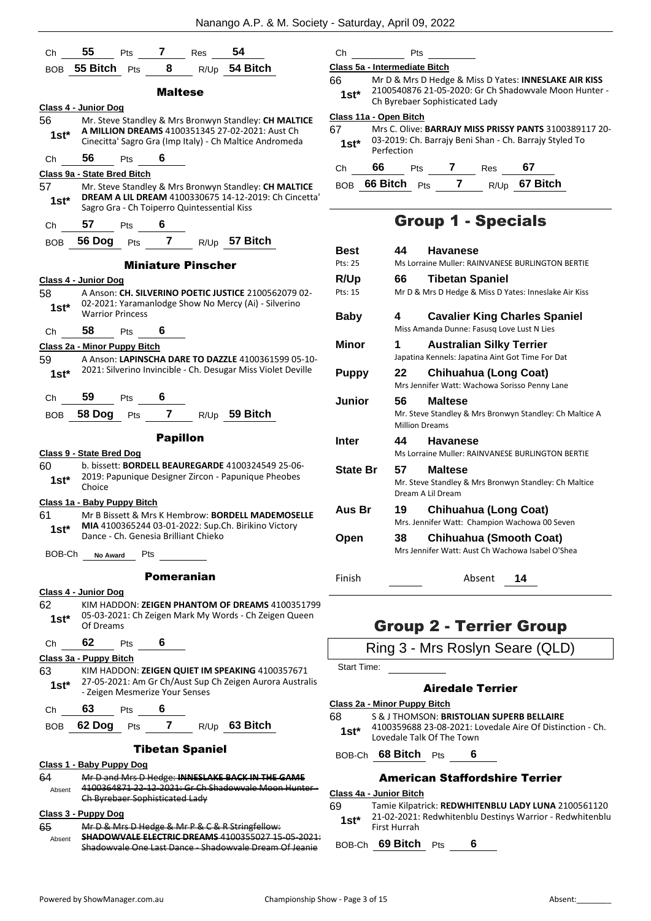Ch **55** Pts **7** Res **54**

BOB **55 Bitch** Pts **8** R/Up **54 Bitch**

### Maltese

**Class 4 - Junior Dog**

56 **1st*** Mr. Steve Standley & Mrs Bronwyn Standley: **CH MALTICE A MILLION DREAMS** 4100351345 27-02-2021: Aust Ch Cinecitta' Sagro Gra (Imp Italy) - Ch Maltice Andromeda

Ch **56** Pts **6**

**Class 9a - State Bred Bitch**

57 **1st*** Mr. Steve Standley & Mrs Bronwyn Standley: **CH MALTICE DREAM A LIL DREAM** 4100330675 14-12-2019: Ch Cincetta' Sagro Gra - Ch Toiperro Quintessential Kiss

Ch **57** Pts **6**

BOB **56 Dog** Pts **7** R/Up **57 Bitch**

### Miniature Pinscher

**Class 4 - Junior Dog**

58 **1st*** A Anson: **CH. SILVERINO POETIC JUSTICE** 2100562079 02-02-2021: Yaramanlodge Show No Mercy (Ai) - Silverino Warrior Princess

Ch **58** Pts **6**

**Class 2a - Minor Puppy Bitch**

59 **1st*** A Anson: **LAPINSCHA DARE TO DAZZLE** 4100361599 05-10-2021: Silverino Invincible - Ch. Desugar Miss Violet Deville

Ch **59** Pts **6**

BOB **58 Dog** Pts **7** R/Up **59 Bitch**

### Papillon

**Class 9 - State Bred Dog**

60 **1st*** b. bissett: **BORDELL BEAUREGARDE** 4100324549 25-06-2019: Papunique Designer Zircon - Papunique Pheobes Choice

**Class 1a - Baby Puppy Bitch**

61 **1st*** Mr B Bissett & Mrs K Hembrow: **BORDELL MADEMOSELLE MIA** 4100365244 03-01-2022: Sup.Ch. Birikino Victory Dance - Ch. Genesia Brilliant Chieko

BOB-Ch **No Award** Pts

### Pomeranian

**Class 4 - Junior Dog**

62 **1st*** KIM HADDON: **ZEIGEN PHANTOM OF DREAMS** 4100351799 05-03-2021: Ch Zeigen Mark My Words - Ch Zeigen Queen Of Dreams

Ch **62** Pts **6**

**Class 3a - Puppy Bitch**

63 **1st*** KIM HADDON: **ZEIGEN QUIET IM SPEAKING** 4100357671 27-05-2021: Am Gr Ch/Aust Sup Ch Zeigen Aurora Australis - Zeigen Mesmerize Your Senses

Ch **63** Pts **6**

BOB **62 Dog** Pts **7** R/Up **63 Bitch**

### Tibetan Spaniel

**Class 1 - Baby Puppy Dog**

64 Absent ~~Mr D and Mrs D Hedge: **INNESLAKE BACK IN THE GAME** 4100364871 22-12-2021: Gr Ch Shadowvale Moon Hunter - Ch Byrebaer Sophisticated Lady~~

**Class 3 - Puppy Dog**

65 Absent ~~Mr D & Mrs D Hedge & Mr P & C & R Stringfellow: **SHADOWVALE ELECTRIC DREAMS** 4100355027 15-05-2021: Shadowvale One Last Dance - Shadowvale Dream Of Jeanie~~

Ch Pts

**Class 5a - Intermediate Bitch**

66 **1st*** Mr D & Mrs D Hedge & Miss D Yates: **INNESLAKE AIR KISS** 2100540876 21-05-2020: Gr Ch Shadowvale Moon Hunter - Ch Byrebaer Sophisticated Lady

**Class 11a - Open Bitch**

67 **1st*** Mrs C. Olive: **BARRAJY MISS PRISSY PANTS** 3100389117 20-03-2019: Ch. Barrajy Beni Shan - Ch. Barrajy Styled To Perfection

Ch **66** Pts **7** Res **67**

BOB **66 Bitch** Pts **7** R/Up **67 Bitch**

## Group 1 - Specials

| | | |
|---|---|---|
| **Best** (Pts: 25) | 44 | **Havanese** — Ms Lorraine Muller: RAINVANESE BURLINGTON BERTIE |
| **R/Up** (Pts: 15) | 66 | **Tibetan Spaniel** — Mr D & Mrs D Hedge & Miss D Yates: Inneslake Air Kiss |
| **Baby** | 4 | **Cavalier King Charles Spaniel** — Miss Amanda Dunne: Fasusq Love Lust N Lies |
| **Minor** | 1 | **Australian Silky Terrier** — Japatina Kennels: Japatina Aint Got Time For Dat |
| **Puppy** | 22 | **Chihuahua (Long Coat)** — Mrs Jennifer Watt: Wachowa Sorisso Penny Lane |
| **Junior** | 56 | **Maltese** — Mr. Steve Standley & Mrs Bronwyn Standley: Ch Maltice A Million Dreams |
| **Inter** | 44 | **Havanese** — Ms Lorraine Muller: RAINVANESE BURLINGTON BERTIE |
| **State Br** | 57 | **Maltese** — Mr. Steve Standley & Mrs Bronwyn Standley: Ch Maltice Dream A Lil Dream |
| **Aus Br** | 19 | **Chihuahua (Long Coat)** — Mrs. Jennifer Watt: Champion Wachowa 00 Seven |
| **Open** | 38 | **Chihuahua (Smooth Coat)** — Mrs Jennifer Watt: Aust Ch Wachowa Isabel O'Shea |

Finish Absent **14**

## Group 2 - Terrier Group

Ring 3 - Mrs Roslyn Seare (QLD)

Start Time:

### Airedale Terrier

**Class 2a - Minor Puppy Bitch**

68 **1st*** S & J THOMSON: **BRISTOLIAN SUPERB BELLAIRE** 4100359688 23-08-2021: Lovedale Aire Of Distinction - Ch. Lovedale Talk Of The Town

BOB-Ch **68 Bitch** Pts **6**

### American Staffordshire Terrier

**Class 4a - Junior Bitch**

69 **1st*** Tamie Kilpatrick: **REDWHITENBLU LADY LUNA** 2100561120 21-02-2021: Redwhitenblu Destinys Warrior - Redwhitenblu First Hurrah

BOB-Ch **69 Bitch** Pts **6**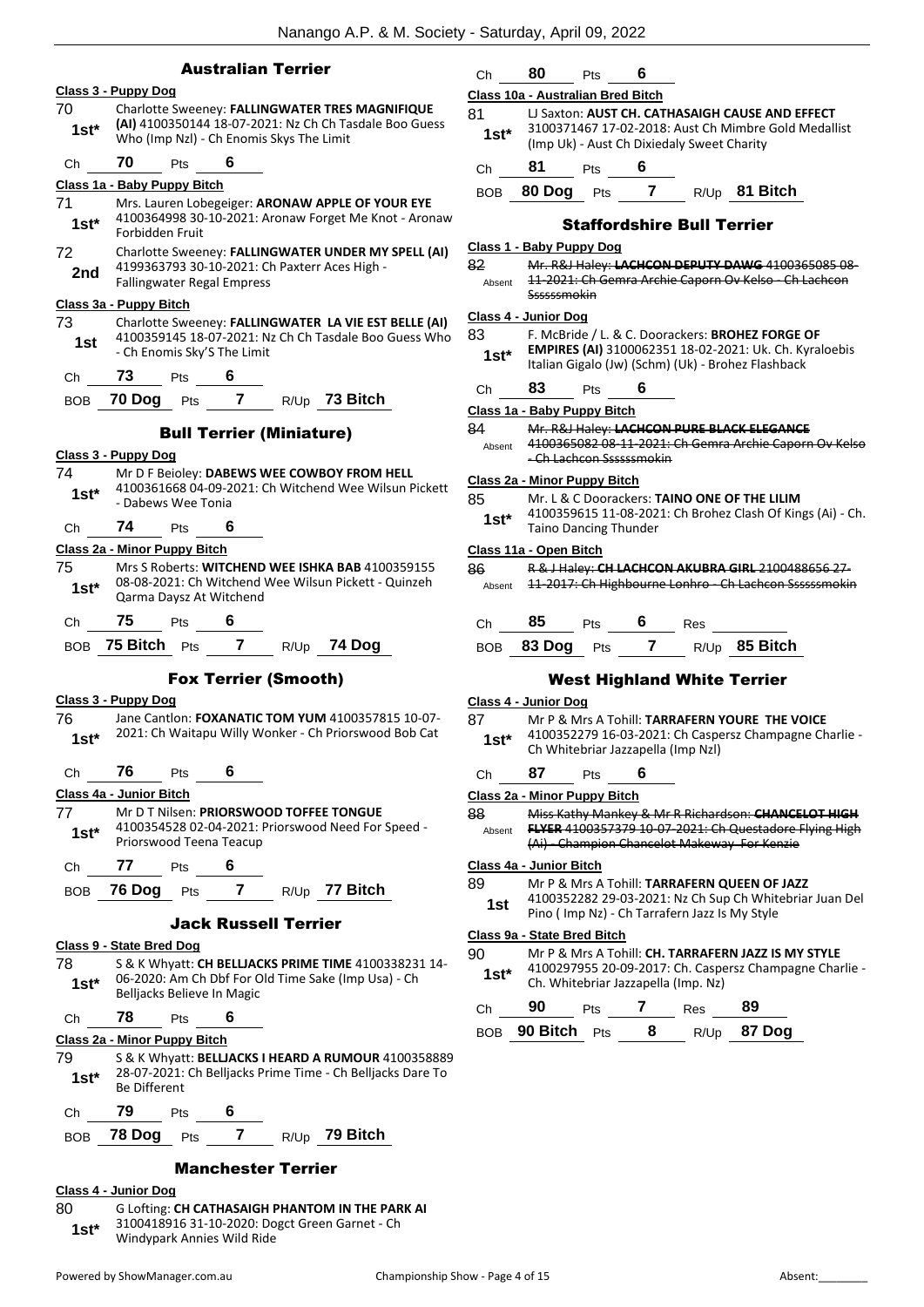## Australian Terrier

**Class 3 - Puppy Dog**

70 **1st*** Charlotte Sweeney: **FALLINGWATER TRES MAGNIFIQUE (AI)** 4100350144 18-07-2021: Nz Ch Ch Tasdale Boo Guess Who (Imp Nzl) - Ch Enomis Skys The Limit

Ch **70** Pts **6**

**Class 1a - Baby Puppy Bitch**

71 **1st*** Mrs. Lauren Lobegeiger: **ARONAW APPLE OF YOUR EYE** 4100364998 30-10-2021: Aronaw Forget Me Knot - Aronaw Forbidden Fruit

72 **2nd** Charlotte Sweeney: **FALLINGWATER UNDER MY SPELL (AI)** 4199363793 30-10-2021: Ch Paxterr Aces High - Fallingwater Regal Empress

**Class 3a - Puppy Bitch**

73 **1st** Charlotte Sweeney: **FALLINGWATER LA VIE EST BELLE (AI)** 4100359145 18-07-2021: Nz Ch Ch Tasdale Boo Guess Who - Ch Enomis Sky'S The Limit

Ch **73** Pts **6**

BOB **70 Dog** Pts **7** R/Up **73 Bitch**

## Bull Terrier (Miniature)

**Class 3 - Puppy Dog**

74 **1st*** Mr D F Beioley: **DABEWS WEE COWBOY FROM HELL** 4100361668 04-09-2021: Ch Witchend Wee Wilsun Pickett - Dabews Wee Tonia

Ch **74** Pts **6**

**Class 2a - Minor Puppy Bitch**

75 **1st*** Mrs S Roberts: **WITCHEND WEE ISHKA BAB** 4100359155 08-08-2021: Ch Witchend Wee Wilsun Pickett - Quinzeh Qarma Daysz At Witchend

Ch **75** Pts **6**

BOB **75 Bitch** Pts **7** R/Up **74 Dog**

## Fox Terrier (Smooth)

**Class 3 - Puppy Dog**

76 **1st*** Jane Cantlon: **FOXANATIC TOM YUM** 4100357815 10-07-2021: Ch Waitapu Willy Wonker - Ch Priorswood Bob Cat

Ch **76** Pts **6**

**Class 4a - Junior Bitch**

77 **1st*** Mr D T Nilsen: **PRIORSWOOD TOFFEE TONGUE** 4100354528 02-04-2021: Priorswood Need For Speed - Priorswood Teena Teacup

Ch **77** Pts **6**

BOB **76 Dog** Pts **7** R/Up **77 Bitch**

## Jack Russell Terrier

**Class 9 - State Bred Dog**

78 **1st*** S & K Whyatt: **CH BELLJACKS PRIME TIME** 4100338231 14-06-2020: Am Ch Dbf For Old Time Sake (Imp Usa) - Ch Belljacks Believe In Magic

Ch **78** Pts **6**

**Class 2a - Minor Puppy Bitch**

79 **1st*** S & K Whyatt: **BELLJACKS I HEARD A RUMOUR** 4100358889 28-07-2021: Ch Belljacks Prime Time - Ch Belljacks Dare To Be Different

Ch **79** Pts **6**

BOB **78 Dog** Pts **7** R/Up **79 Bitch**

## Manchester Terrier

**Class 4 - Junior Dog**

80 **1st*** G Lofting: **CH CATHASAIGH PHANTOM IN THE PARK AI** 3100418916 31-10-2020: Dogct Green Garnet - Ch Windypark Annies Wild Ride

Ch **80** Pts **6**

**Class 10a - Australian Bred Bitch**

81 **1st*** LJ Saxton: **AUST CH. CATHASAIGH CAUSE AND EFFECT** 3100371467 17-02-2018: Aust Ch Mimbre Gold Medallist (Imp Uk) - Aust Ch Dixiedaly Sweet Charity

Ch **81** Pts **6**

BOB **80 Dog** Pts **7** R/Up **81 Bitch**

## Staffordshire Bull Terrier

**Class 1 - Baby Puppy Dog**

82 Absent ~~Mr. R&J Haley: **LACHCON DEPUTY DAWG** 4100365085 08-11-2021: Ch Gemra Archie Caporn Ov Kelso - Ch Lachcon Ssssssmokin~~

**Class 4 - Junior Dog**

83 **1st*** F. McBride / L. & C. Dooracker: **BROHEZ FORGE OF EMPIRES (AI)** 3100062351 18-02-2021: Uk. Ch. Kyraloebis Italian Gigalo (Jw) (Schm) (Uk) - Brohez Flashback

Ch **83** Pts **6**

**Class 1a - Baby Puppy Bitch**

84 Absent ~~Mr. R&J Haley: **LACHCON PURE BLACK ELEGANCE** 4100365082 08-11-2021: Ch Gemra Archie Caporn Ov Kelso - Ch Lachcon Ssssssmokin~~

**Class 2a - Minor Puppy Bitch**

85 **1st*** Mr. L & C Dooracker: **TAINO ONE OF THE LILIM** 4100359615 11-08-2021: Ch Brohez Clash Of Kings (Ai) - Ch. Taino Dancing Thunder

**Class 11a - Open Bitch**

86 Absent ~~R & J Haley: **CH LACHCON AKUBRA GIRL** 2100488656 27-11-2017: Ch Highbourne Lonhro - Ch Lachcon Ssssssmokin~~

Ch **85** Pts **6** Res

BOB **83 Dog** Pts **7** R/Up **85 Bitch**

## West Highland White Terrier

**Class 4 - Junior Dog**

87 **1st*** Mr P & Mrs A Tohill: **TARRAFERN YOURE THE VOICE** 4100352279 16-03-2021: Ch Caspersz Champagne Charlie - Ch Whitebriar Jazzapella (Imp Nzl)

Ch **87** Pts **6**

**Class 2a - Minor Puppy Bitch**

88 Absent ~~Miss Kathy Mankey & Mr R Richardson: **CHANCELOT HIGH FLYER** 4100357379 10-07-2021: Ch Questadore Flying High (Ai) - Champion Chancelot Makeway For Kenzie~~

**Class 4a - Junior Bitch**

89 **1st** Mr P & Mrs A Tohill: **TARRAFERN QUEEN OF JAZZ** 4100352282 29-03-2021: Nz Ch Sup Ch Whitebriar Juan Del Pino ( Imp Nz) - Ch Tarrafern Jazz Is My Style

**Class 9a - State Bred Bitch**

90 **1st*** Mr P & Mrs A Tohill: **CH. TARRAFERN JAZZ IS MY STYLE** 4100297955 20-09-2017: Ch. Caspersz Champagne Charlie - Ch. Whitebriar Jazzapella (Imp. Nz)

Ch **90** Pts **7** Res **89**

BOB **90 Bitch** Pts **8** R/Up **87 Dog**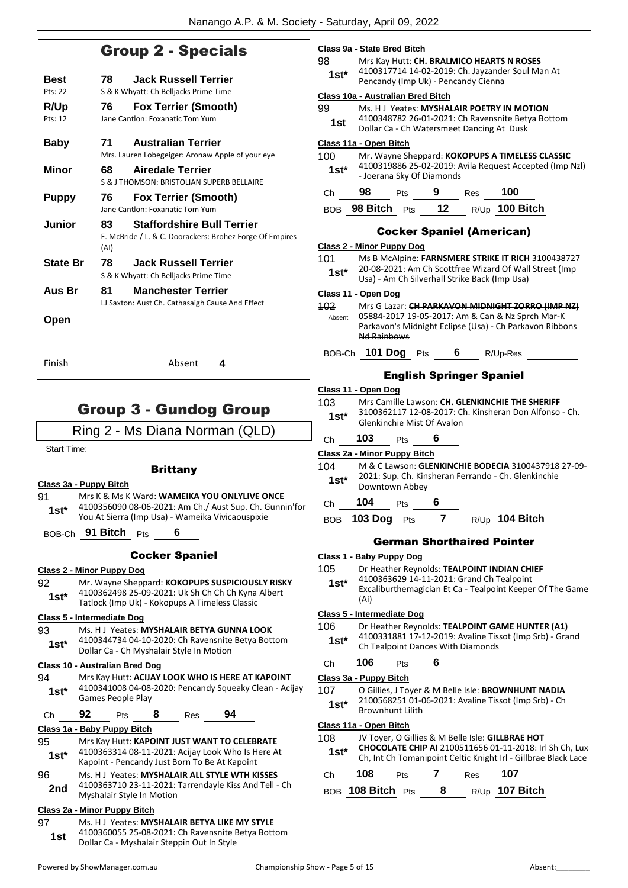## Group 2 - Specials

| | | |
|---|---|---|
| **Best** (Pts: 22) | 78 | **Jack Russell Terrier** S & K Whyatt: Ch Belljacks Prime Time |
| **R/Up** (Pts: 12) | 76 | **Fox Terrier (Smooth)** Jane Cantlon: Foxanatic Tom Yum |
| **Baby** | 71 | **Australian Terrier** Mrs. Lauren Lobegeiger: Aronaw Apple of your eye |
| **Minor** | 68 | **Airedale Terrier** S & J THOMSON: BRISTOLIAN SUPERB BELLAIRE |
| **Puppy** | 76 | **Fox Terrier (Smooth)** Jane Cantlon: Foxanatic Tom Yum |
| **Junior** | 83 | **Staffordshire Bull Terrier** F. McBride / L. & C. Dooarackers: Brohez Forge Of Empires (AI) |
| **State Br** | 78 | **Jack Russell Terrier** S & K Whyatt: Ch Belljacks Prime Time |
| **Aus Br** | 81 | **Manchester Terrier** LJ Saxton: Aust Ch. Cathasaigh Cause And Effect |
| **Open** | | |

Finish ______ Absent **4**

# Group 3 - Gundog Group

## Ring 2 - Ms Diana Norman (QLD)

Start Time: ______

### Brittany

**Class 3a - Puppy Bitch**

91 — **1st*** — Mrs K & Ms K Ward: **WAMEIKA YOU ONLYLIVE ONCE** 4100356090 08-06-2021: Am Ch./ Aust Sup. Ch. Gunnin'for You At Sierra (Imp Usa) - Wameika Vivicaouspixie

BOB-Ch **91 Bitch** Pts **6**

### Cocker Spaniel

**Class 2 - Minor Puppy Dog**

92 — **1st*** — Mr. Wayne Sheppard: **KOKOPUPS SUSPICIOUSLY RISKY** 4100362498 25-09-2021: Uk Sh Ch Ch Ch Kyna Albert Tatlock (Imp Uk) - Kokopups A Timeless Classic

**Class 5 - Intermediate Dog**

93 — **1st*** — Ms. H J Yeates: **MYSHALAIR BETYA GUNNA LOOK** 4100344734 04-10-2020: Ch Ravensnite Betya Bottom Dollar Ca - Ch Myshalair Style In Motion

**Class 10 - Australian Bred Dog**

94 — **1st*** — Mrs Kay Hutt: **ACIJAY LOOK WHO IS HERE AT KAPOINT** 4100341008 04-08-2020: Pencandy Squeaky Clean - Acijay Games People Play

Ch **92** Pts **8** Res **94**

**Class 1a - Baby Puppy Bitch**

95 — **1st*** — Mrs Kay Hutt: **KAPOINT JUST WANT TO CELEBRATE** 4100363314 08-11-2021: Acijay Look Who Is Here At Kapoint - Pencandy Just Born To Be At Kapoint

96 — **2nd** — Ms. H J Yeates: **MYSHALAIR ALL STYLE WTH KISSES** 4100363710 23-11-2021: Tarrendayle Kiss And Tell - Ch Myshalair Style In Motion

**Class 2a - Minor Puppy Bitch**

97 — **1st** — Ms. H J Yeates: **MYSHALAIR BETYA LIKE MY STYLE** 4100360055 25-08-2021: Ch Ravensnite Betya Bottom Dollar Ca - Myshalair Steppin Out In Style

**Class 9a - State Bred Bitch**

98 — **1st*** — Mrs Kay Hutt: **CH. BRALMICO HEARTS N ROSES** 4100317714 14-02-2019: Ch. Jayzander Soul Man At Pencandy (Imp Uk) - Pencandy Cienna

**Class 10a - Australian Bred Bitch**

99 — **1st** — Ms. H J Yeates: **MYSHALAIR POETRY IN MOTION** 4100348782 26-01-2021: Ch Ravensnite Betya Bottom Dollar Ca - Ch Watersmeet Dancing At Dusk

**Class 11a - Open Bitch**

100 — **1st*** — Mr. Wayne Sheppard: **KOKOPUPS A TIMELESS CLASSIC** 4100319886 25-02-2019: Avila Request Accepted (Imp Nzl) - Joerana Sky Of Diamonds

Ch **98** Pts **9** Res **100**

BOB **98 Bitch** Pts **12** R/Up **100 Bitch**

### Cocker Spaniel (American)

**Class 2 - Minor Puppy Dog**

101 — **1st*** — Ms B McAlpine: **FARNSMERE STRIKE IT RICH** 3100438727 20-08-2021: Am Ch Scottfree Wizard Of Wall Street (Imp Usa) - Am Ch Silverhall Strike Back (Imp Usa)

**Class 11 - Open Dog**

102 — Absent — ~~Mrs G Lazar: **CH PARKAVON MIDNIGHT ZORRO (IMP NZ)** 05884-2017 19-05-2017: Am & Can & Nz Sprch Mar-K Parkavon's Midnight Eclipse (Usa) - Ch Parkavon Ribbons Nd Rainbows~~

BOB-Ch **101 Dog** Pts **6** R/Up-Res ______

### English Springer Spaniel

**Class 11 - Open Dog**

103 — **1st*** — Mrs Camille Lawson: **CH. GLENKINCHIE THE SHERIFF** 3100362117 12-08-2017: Ch. Kinsheran Don Alfonso - Ch. Glenkinchie Mist Of Avalon

Ch **103** Pts **6**

**Class 2a - Minor Puppy Bitch**

104 — **1st*** — M & C Lawson: **GLENKINCHIE BODECIA** 3100437918 27-09-2021: Sup. Ch. Kinsheran Ferrando - Ch. Glenkinchie Downtown Abbey

Ch **104** Pts **6**

BOB **103 Dog** Pts **7** R/Up **104 Bitch**

### German Shorthaired Pointer

**Class 1 - Baby Puppy Dog**

105 — **1st*** — Dr Heather Reynolds: **TEALPOINT INDIAN CHIEF** 4100363629 14-11-2021: Grand Ch Tealpoint Excaliburthemagician Et Ca - Tealpoint Keeper Of The Game (Ai)

**Class 5 - Intermediate Dog**

106 — **1st*** — Dr Heather Reynolds: **TEALPOINT GAME HUNTER (A1)** 4100331881 17-12-2019: Avaline Tissot (Imp Srb) - Grand Ch Tealpoint Dances With Diamonds

Ch **106** Pts **6**

**Class 3a - Puppy Bitch**

107 — **1st*** — O Gillies, J Toyer & M Belle Isle: **BROWNHUNT NADIA** 2100568251 01-06-2021: Avaline Tissot (Imp Srb) - Ch Brownhunt Lilith

**Class 11a - Open Bitch**

108 — **1st*** — JV Toyer, O Gillies & M Belle Isle: **GILLBRAE HOT CHOCOLATE CHIP AI** 2100511656 01-11-2018: Irl Sh Ch, Lux Ch, Int Ch Tomanipoint Celtic Knight Irl - Gillbrae Black Lace

Ch **108** Pts **7** Res **107**

BOB **108 Bitch** Pts **8** R/Up **107 Bitch**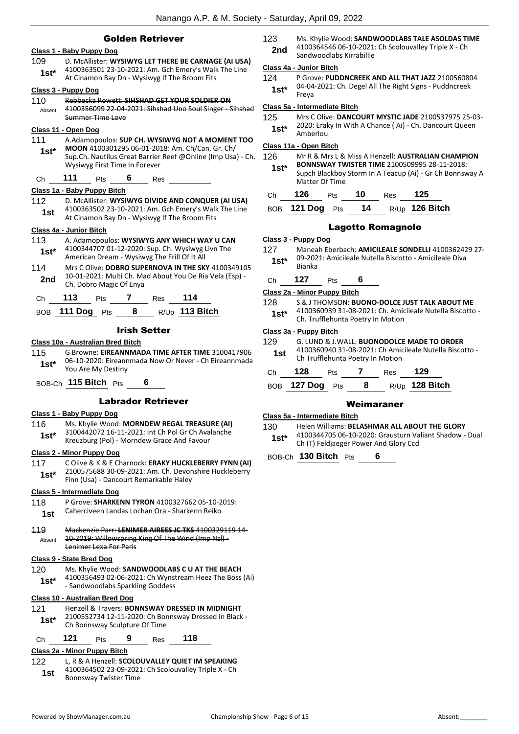## Golden Retriever

### Class 1 - Baby Puppy Dog

109 **1st*** D. McAllister: **WYSIWYG LET THERE BE CARNAGE (AI USA)** 4100363501 23-10-2021: Am. Gch Emery's Walk The Line At Cinamon Bay Dn - Wysiwyg If The Broom Fits

### Class 3 - Puppy Dog

110 Absent ~~Rebbecka Rowett: **SIHSHAD GET YOUR SOLDIER ON** 4100356099 22-04-2021: Sihshad Uno Soul Singer - Sihshad Summer Time Love~~

### Class 11 - Open Dog

111 **1st*** A.Adamopoulos: **SUP CH. WYSIWYG NOT A MOMENT TOO MOON** 4100301295 06-01-2018: Am. Ch/Can. Gr. Ch/ Sup.Ch. Nautilus Great Barrier Reef @Online (Imp Usa) - Ch. Wysiwyg First Time In Forever

Ch **111** Pts **6** Res

### Class 1a - Baby Puppy Bitch

112 **1st** D. McAllister: **WYSIWYG DIVIDE AND CONQUER (AI USA)** 4100363502 23-10-2021: Am. Gch Emery's Walk The Line At Cinamon Bay Dn - Wysiwyg If The Broom Fits

### Class 4a - Junior Bitch

113 **1st*** A. Adamopoulos: **WYSIWYG ANY WHICH WAY U CAN** 4100344707 01-12-2020: Sup. Ch. Wysiwyg Livn The American Dream - Wysiwyg The Frill Of It All

114 **2nd** Mrs C Olive: **DOBRO SUPERNOVA IN THE SKY** 4100349105 10-01-2021: Multi Ch. Mad About You De Ria Vela (Esp) - Ch. Dobro Magic Of Enya

Ch **113** Pts **7** Res **114**

BOB **111 Dog** Pts **8** R/Up **113 Bitch**

## Irish Setter

### Class 10a - Australian Bred Bitch

115 **1st*** G Browne: **EIREANNMADA TIME AFTER TIME** 3100417906 06-10-2020: Eireannmada Now Or Never - Ch Eireannmada You Are My Destiny

BOB-Ch **115 Bitch** Pts **6**

## Labrador Retriever

### Class 1 - Baby Puppy Dog

116 **1st*** Ms. Khylie Wood: **MORNDEW REGAL TREASURE (AI)** 3100442072 16-11-2021: Int Ch Pol Gr Ch Avalanche Kreuzburg (Pol) - Morndew Grace And Favour

### Class 2 - Minor Puppy Dog

117 **1st*** C Olive & K & E Charnock: **ERAKY HUCKLEBERRY FYNN (AI)** 2100575688 30-09-2021: Am. Ch. Devonshire Huckleberry Finn (Usa) - Dancourt Remarkable Haley

### Class 5 - Intermediate Dog

118 **1st** P Grove: **SHARKENN TYRON** 4100327662 05-10-2019: Caherciveen Landas Lochan Ora - Sharkenn Reiko

119 Absent ~~Mackenzie Parr: **LENIMER AIREES JC TKS** 4100329119 14-10-2019: Willowspring King Of The Wind (Imp Nzl) - Lenimer Lexa For Paris~~

### Class 9 - State Bred Dog

120 **1st*** Ms. Khylie Wood: **SANDWOODLABS C U AT THE BEACH** 4100356493 02-06-2021: Ch Wynstream Heez The Boss (Ai) - Sandwoodlabs Sparkling Goddess

### Class 10 - Australian Bred Dog

121 **1st*** Henzell & Travers: **BONNSWAY DRESSED IN MIDNIGHT** 2100552734 12-11-2020: Ch Bonnsway Dressed In Black - Ch Bonnsway Sculpture Of Time

Ch **121** Pts **9** Res **118**

### Class 2a - Minor Puppy Bitch

122 **1st** L, R & A Henzell: **SCOLOUVALLEY QUIET IM SPEAKING** 4100364502 23-09-2021: Ch Scolouvalley Triple X - Ch Bonnsway Twister Time

123 **2nd** Ms. Khylie Wood: **SANDWOODLABS TALE ASOLDAS TIME** 4100364546 06-10-2021: Ch Scolouvalley Triple X - Ch Sandwoodlabs Kirrabillie

### Class 4a - Junior Bitch

124 **1st*** P Grove: **PUDDNCREEK AND ALL THAT JAZZ** 2100560804 04-04-2021: Ch. Degel All The Right Signs - Puddncreek Freya

### Class 5a - Intermediate Bitch

125 **1st*** Mrs C Olive: **DANCOURT MYSTIC JADE** 2100537975 25-03-2020: Eraky In With A Chance ( Ai) - Ch. Dancourt Queen Amberlou

### Class 11a - Open Bitch

126 **1st*** Mr R & Mrs L & Miss A Henzell: **AUSTRALIAN CHAMPION BONNSWAY TWISTER TIME** 2100509995 28-11-2018: Supch Blackboy Storm In A Teacup (Ai) - Gr Ch Bonnsway A Matter Of Time

Ch **126** Pts **10** Res **125**

BOB **121 Dog** Pts **14** R/Up **126 Bitch**

## Lagotto Romagnolo

### Class 3 - Puppy Dog

127 **1st*** Maneah Eberbach: **AMICILEALE SONDELLI** 4100362429 27-09-2021: Amicileale Nutella Biscotto - Amicileale Diva Bianka

Ch **127** Pts **6**

### Class 2a - Minor Puppy Bitch

128 **1st*** S & J THOMSON: **BUONO-DOLCE JUST TALK ABOUT ME** 4100360939 31-08-2021: Ch. Amicileale Nutella Biscotto - Ch. Trufflehunta Poetry In Motion

### Class 3a - Puppy Bitch

129 **1st** G. LUND & J.WALL: **BUONODOLCE MADE TO ORDER** 4100360940 31-08-2021: Ch Amicileale Nutella Biscotto - Ch Trufflehunta Poetry In Motion

Ch **128** Pts **7** Res **129**

BOB **127 Dog** Pts **8** R/Up **128 Bitch**

## Weimaraner

### Class 5a - Intermediate Bitch

130 **1st*** Helen Williams: **BELASHMAR ALL ABOUT THE GLORY** 4100344705 06-10-2020: Grausturn Valiant Shadow - Dual Ch (T) Feldjaeger Power And Glory Ccd

BOB-Ch **130 Bitch** Pts **6**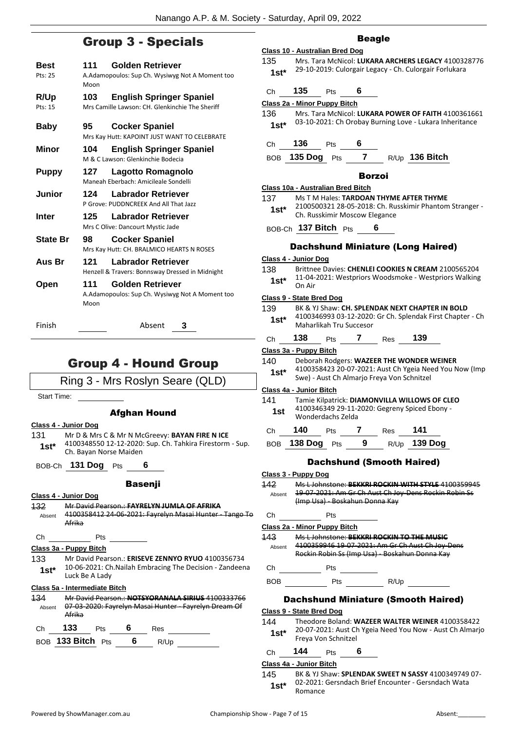## Group 3 - Specials

| | | |
|---|---|---|
| **Best** Pts: 25 | **111** | **Golden Retriever** A.Adamopoulos: Sup Ch. Wysiwyg Not A Moment too Moon |
| **R/Up** Pts: 15 | **103** | **English Springer Spaniel** Mrs Camille Lawson: CH. Glenkinchie The Sheriff |
| **Baby** | **95** | **Cocker Spaniel** Mrs Kay Hutt: KAPOINT JUST WANT TO CELEBRATE |
| **Minor** | **104** | **English Springer Spaniel** M & C Lawson: Glenkinchie Bodecia |
| **Puppy** | **127** | **Lagotto Romagnolo** Maneah Eberbach: Amicileale Sondelli |
| **Junior** | **124** | **Labrador Retriever** P Grove: PUDDNCREEK And All That Jazz |
| **Inter** | **125** | **Labrador Retriever** Mrs C Olive: Dancourt Mystic Jade |
| **State Br** | **98** | **Cocker Spaniel** Mrs Kay Hutt: CH. BRALMICO HEARTS N ROSES |
| **Aus Br** | **121** | **Labrador Retriever** Henzell & Travers: Bonnsway Dressed in Midnight |
| **Open** | **111** | **Golden Retriever** A.Adamopoulos: Sup Ch. Wysiwyg Not A Moment too Moon |

Finish ______ Absent **3**

## Group 4 - Hound Group

Ring 3 - Mrs Roslyn Seare (QLD)

Start Time: ______

### Afghan Hound

**Class 4 - Junior Dog**

131 **1st*** Mr D & Mrs C & Mr N McGreevy: **BAYAN FIRE N ICE** 4100348550 12-12-2020: Sup. Ch. Tahkira Firestorm - Sup. Ch. Bayan Norse Maiden

BOB-Ch **131 Dog** Pts **6**

### Basenji

**Class 4 - Junior Dog**

~~132~~ Absent ~~Mr David Pearson.: **FAYRELYN JUMLA OF AFRIKA** 4100358412 24-06-2021: Fayrelyn Masai Hunter - Tango To Afrika~~

Ch ______ Pts ______

**Class 3a - Puppy Bitch**

133 **1st*** Mr David Pearson.: **ERISEVE ZENNYO RYUO** 4100356734 10-06-2021: Ch.Nailah Embracing The Decision - Zandeena Luck Be A Lady

**Class 5a - Intermediate Bitch**

~~134~~ Absent ~~Mr David Pearson.: **NOTSYORANALA SIRIUS** 4100333766 07-03-2020: Fayrelyn Masai Hunter - Fayrelyn Dream Of Afrika~~

Ch **133** Pts **6** Res ______

BOB **133 Bitch** Pts **6** R/Up ______

### Beagle

**Class 10 - Australian Bred Dog**

135 **1st*** Mrs. Tara McNicol: **LUKARA ARCHERS LEGACY** 4100328776 29-10-2019: Culorgair Legacy - Ch. Culorgair Forlukara

Ch **135** Pts **6**

**Class 2a - Minor Puppy Bitch**

136 **1st*** Mrs. Tara McNicol: **LUKARA POWER OF FAITH** 4100361661 03-10-2021: Ch Orobay Burning Love - Lukara Inheritance

Ch **136** Pts **6**

BOB **135 Dog** Pts **7** R/Up **136 Bitch**

### Borzoi

**Class 10a - Australian Bred Bitch**

137 **1st*** Ms T M Hales: **TARDOAN THYME AFTER THYME** 2100500321 28-05-2018: Ch. Russkimir Phantom Stranger - Ch. Russkimir Moscow Elegance

BOB-Ch **137 Bitch** Pts **6**

### Dachshund Miniature (Long Haired)

**Class 4 - Junior Dog**

138 **1st*** Brittnee Davies: **CHENLEI COOKIES N CREAM** 2100565204 11-04-2021: Westpriors Woodsmoke - Westpriors Walking On Air

**Class 9 - State Bred Dog**

139 **1st*** BK & YJ Shaw: **CH. SPLENDAK NEXT CHAPTER IN BOLD** 4100346993 03-12-2020: Gr Ch. Splendak First Chapter - Ch Maharlikah Tru Succesor

Ch **138** Pts **7** Res **139**

**Class 3a - Puppy Bitch**

140 **1st*** Deborah Rodgers: **WAZEER THE WONDER WEINER** 4100358423 20-07-2021: Aust Ch Ygeia Need You Now (Imp Swe) - Aust Ch Almarjo Freya Von Schnitzel

**Class 4a - Junior Bitch**

141 **1st** Tamie Kilpatrick: **DIAMONVILLA WILLOWS OF CLEO** 4100346349 29-11-2020: Gegreny Spiced Ebony - Wonderdachs Zelda

Ch **140** Pts **7** Res **141**

BOB **138 Dog** Pts **9** R/Up **139 Dog**

### Dachshund (Smooth Haired)

**Class 3 - Puppy Dog**

~~142~~ Absent ~~Ms L Johnstone: **BEKKRI ROCKIN WITH STYLE** 4100359945 19-07-2021: Am Gr Ch Aust Ch Joy-Dens Rockin Robin Ss (Imp Usa) - Boskahun Donna Kay~~

Ch ______ Pts ______

**Class 2a - Minor Puppy Bitch**

~~143~~ Absent ~~Ms L Johnstone: **BEKKRI ROCKIN TO THE MUSIC** 4100359946 19-07-2021: Am Gr Ch Aust Ch Joy-Dens Rockin Robin Ss (Imp Usa) - Boskahun Donna Kay~~

Ch ______ Pts ______

BOB ______ Pts ______ R/Up ______

### Dachshund Miniature (Smooth Haired)

**Class 9 - State Bred Dog**

144 **1st*** Theodore Boland: **WAZEER WALTER WEINER** 4100358422 20-07-2021: Aust Ch Ygeia Need You Now - Aust Ch Almarjo Freya Von Schnitzel

Ch **144** Pts **6**

**Class 4a - Junior Bitch**

145 **1st*** BK & YJ Shaw: **SPLENDAK SWEET N SASSY** 4100349749 07-02-2021: Gersndach Brief Encounter - Gersndach Wata Romance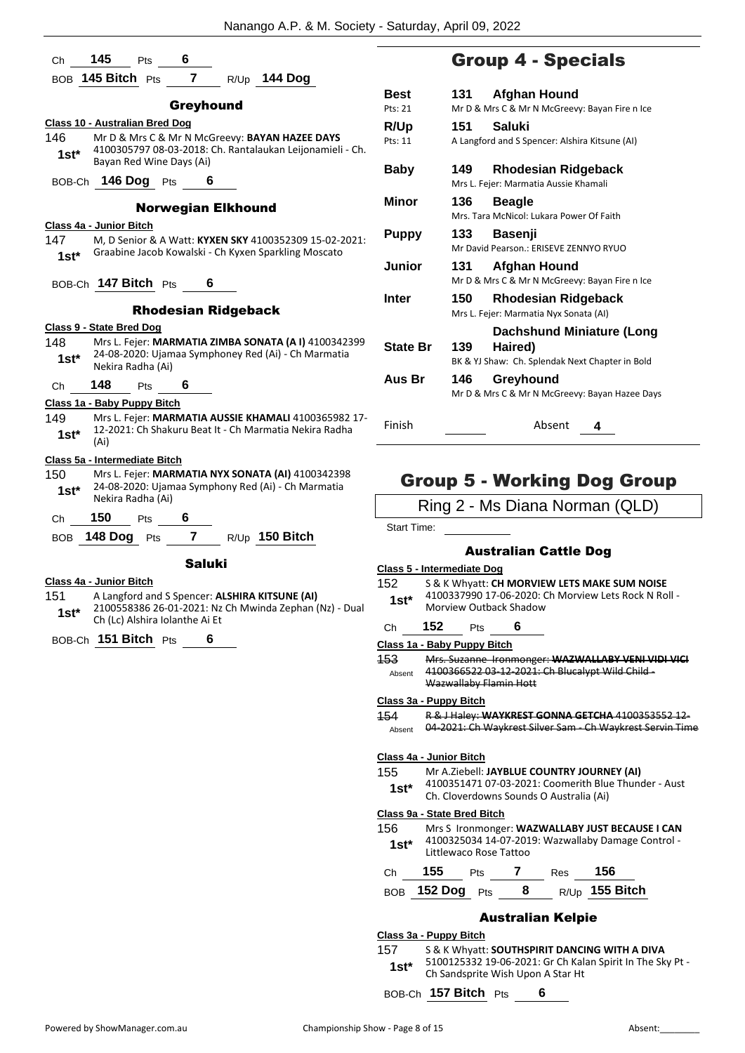Ch 145 Pts 6

BOB 145 Bitch Pts 7 R/Up 144 Dog

### Greyhound

**Class 10 - Australian Bred Dog**

146 1st* Mr D & Mrs C & Mr N McGreevy: **BAYAN HAZEE DAYS** 4100305797 08-03-2018: Ch. Rantalaukan Leijonamieli - Ch. Bayan Red Wine Days (Ai)

BOB-Ch 146 Dog Pts 6

### Norwegian Elkhound

**Class 4a - Junior Bitch**

147 1st* M, D Senior & A Watt: **KYXEN SKY** 4100352309 15-02-2021: Graabine Jacob Kowalski - Ch Kyxen Sparkling Moscato

BOB-Ch 147 Bitch Pts 6

### Rhodesian Ridgeback

**Class 9 - State Bred Dog**

148 1st* Mrs L. Fejer: **MARMATIA ZIMBA SONATA (A I)** 4100342399 24-08-2020: Ujamaa Symphoney Red (Ai) - Ch Marmatia Nekira Radha (Ai)

Ch 148 Pts 6

**Class 1a - Baby Puppy Bitch**

149 1st* Mrs L. Fejer: **MARMATIA AUSSIE KHAMALI** 4100365982 17-12-2021: Ch Shakuru Beat It - Ch Marmatia Nekira Radha (Ai)

**Class 5a - Intermediate Bitch**

150 1st* Mrs L. Fejer: **MARMATIA NYX SONATA (AI)** 4100342398 24-08-2020: Ujamaa Symphony Red (Ai) - Ch Marmatia Nekira Radha (Ai)

Ch 150 Pts 6

BOB 148 Dog Pts 7 R/Up 150 Bitch

### Saluki

**Class 4a - Junior Bitch**

151 1st* A Langford and S Spencer: **ALSHIRA KITSUNE (AI)** 2100558386 26-01-2021: Nz Ch Mwinda Zephan (Nz) - Dual Ch (Lc) Alshira Iolanthe Ai Et

BOB-Ch 151 Bitch Pts 6

## Group 4 - Specials

| | | |
|---|---|---|
| Best (Pts: 21) | 131 | **Afghan Hound** Mr D & Mrs C & Mr N McGreevy: Bayan Fire n Ice |
| R/Up (Pts: 11) | 151 | **Saluki** A Langford and S Spencer: Alshira Kitsune (AI) |
| Baby | 149 | **Rhodesian Ridgeback** Mrs L. Fejer: Marmatia Aussie Khamali |
| Minor | 136 | **Beagle** Mrs. Tara McNicol: Lukara Power Of Faith |
| Puppy | 133 | **Basenji** Mr David Pearson.: ERISEVE ZENNYO RYUO |
| Junior | 131 | **Afghan Hound** Mr D & Mrs C & Mr N McGreevy: Bayan Fire n Ice |
| Inter | 150 | **Rhodesian Ridgeback** Mrs L. Fejer: Marmatia Nyx Sonata (AI) |
| State Br | 139 | **Dachshund Miniature (Long Haired)** BK & YJ Shaw: Ch. Splendak Next Chapter in Bold |
| Aus Br | 146 | **Greyhound** Mr D & Mrs C & Mr N McGreevy: Bayan Hazee Days |
| Finish | | Absent 4 |

## Group 5 - Working Dog Group

Ring 2 - Ms Diana Norman (QLD)

Start Time:

### Australian Cattle Dog

**Class 5 - Intermediate Dog**

152 1st* S & K Whyatt: **CH MORVIEW LETS MAKE SUM NOISE** 4100337990 17-06-2020: Ch Morview Lets Rock N Roll - Morview Outback Shadow

Ch 152 Pts 6

**Class 1a - Baby Puppy Bitch**

~~153 Absent Mrs. Suzanne Ironmonger: **WAZWALLABY VENI VIDI VICI** 4100366522 03-12-2021: Ch Blucalypt Wild Child - Wazwallaby Flamin Hott~~

**Class 3a - Puppy Bitch**

~~154 Absent R & J Haley: **WAYKREST GONNA GETCHA** 4100353552 12-04-2021: Ch Waykrest Silver Sam - Ch Waykrest Servin Time~~

**Class 4a - Junior Bitch**

155 1st* Mr A.Ziebell: **JAYBLUE COUNTRY JOURNEY (AI)** 4100351471 07-03-2021: Coomerith Blue Thunder - Aust Ch. Cloverdowns Sounds O Australia (Ai)

**Class 9a - State Bred Bitch**

156 1st* Mrs S Ironmonger: **WAZWALLABY JUST BECAUSE I CAN** 4100325034 14-07-2019: Wazwallaby Damage Control - Littlewaco Rose Tattoo

Ch 155 Pts 7 Res 156

BOB 152 Dog Pts 8 R/Up 155 Bitch

### Australian Kelpie

**Class 3a - Puppy Bitch**

157 1st* S & K Whyatt: **SOUTHSPIRIT DANCING WITH A DIVA** 5100125332 19-06-2021: Gr Ch Kalan Spirit In The Sky Pt - Ch Sandsprite Wish Upon A Star Ht

BOB-Ch 157 Bitch Pts 6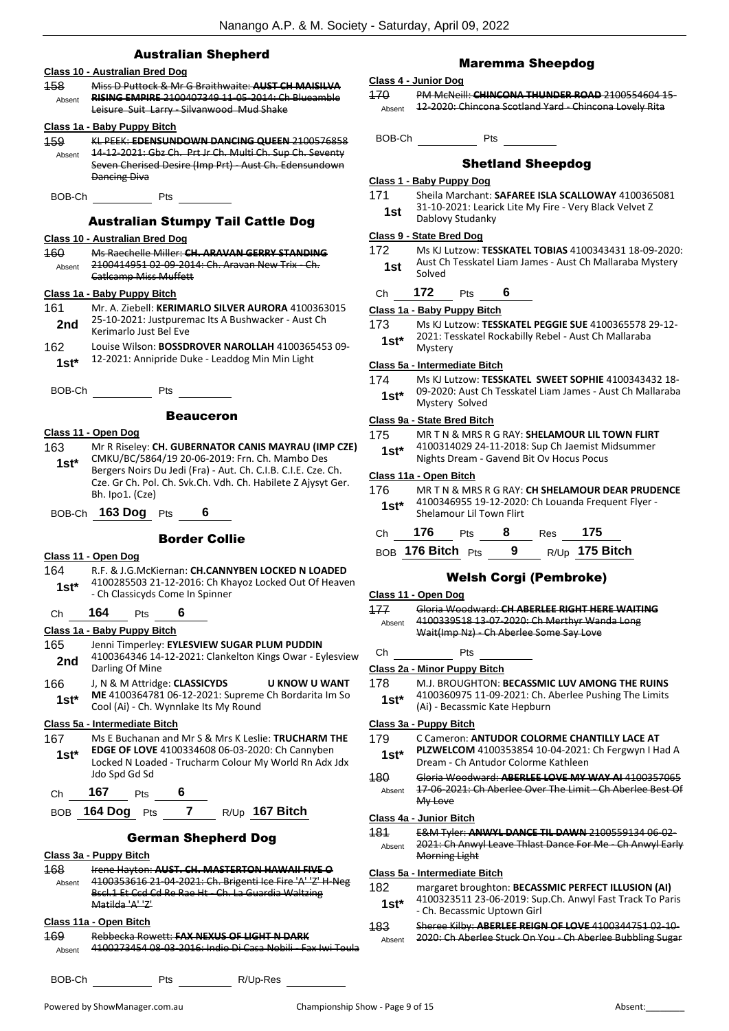## Australian Shepherd

**Class 10 - Australian Bred Dog**

158 Absent — ~~Miss D Puttock & Mr G Braithwaite: **AUST CH MAISILVA RISING EMPIRE** 2100407349 11-05-2014: Ch Blueamble Leisure Suit Larry - Silvanwood Mud Shake~~

**Class 1a - Baby Puppy Bitch**

159 Absent — ~~KL PEEK: **EDENSUNDOWN DANCING QUEEN** 2100576858 14-12-2021: Gbz Ch. Prt Jr Ch. Multi Ch. Sup Ch. Seventy Seven Cherised Desire (Imp Prt) - Aust Ch. Edensundown Dancing Diva~~

BOB-Ch ______ Pts ______

## Australian Stumpy Tail Cattle Dog

**Class 10 - Australian Bred Dog**

160 Absent — ~~Ms Raechelle Miller: **CH. ARAVAN GERRY STANDING** 2100414951 02-09-2014: Ch. Aravan New Trix - Ch. Catlcamp Miss Muffett~~

**Class 1a - Baby Puppy Bitch**

161 2nd — Mr. A. Ziebell: **KERIMARLO SILVER AURORA** 4100363015 25-10-2021: Justpuremac Its A Bushwacker - Aust Ch Kerimarlo Just Bel Eve

162 1st* — Louise Wilson: **BOSSDROVER NAROLLAH** 4100365453 09-12-2021: Annipride Duke - Leaddog Min Min Light

BOB-Ch ______ Pts ______

## Beauceron

**Class 11 - Open Dog**

163 1st* — Mr R Riseley: **CH. GUBERNATOR CANIS MAYRAU (IMP CZE)** CMKU/BC/5864/19 20-06-2019: Frn. Ch. Mambo Des Bergers Noirs Du Jedi (Fra) - Aut. Ch. C.I.B. C.I.E. Cze. Ch. Cze. Gr Ch. Pol. Ch. Svk.Ch. Vdh. Ch. Habilete Z Ajysyt Ger. Bh. Ipo1. (Cze)

BOB-Ch **163 Dog** Pts **6**

## Border Collie

**Class 11 - Open Dog**

164 1st* — R.F. & J.G.McKiernan: **CH.CANNYBEN LOCKED N LOADED** 4100285503 21-12-2016: Ch Khayoz Locked Out Of Heaven - Ch Classicyds Come In Spinner

Ch **164** Pts **6**

**Class 1a - Baby Puppy Bitch**

165 2nd — Jenni Timperley: **EYLESVIEW SUGAR PLUM PUDDIN** 4100364346 14-12-2021: Clankelton Kings Owar - Eylesview Darling Of Mine

166 1st* — J, N & M Attridge: **CLASSICYDS U KNOW U WANT ME** 4100364781 06-12-2021: Supreme Ch Bordarita Im So Cool (Ai) - Ch. Wynnlake Its My Round

**Class 5a - Intermediate Bitch**

167 1st* — Ms E Buchanan and Mr S & Mrs K Leslie: **TRUCHARM THE EDGE OF LOVE** 4100334608 06-03-2020: Ch Cannyben Locked N Loaded - Trucharm Colour My World Rn Adx Jdx Jdo Spd Gd Sd

Ch **167** Pts **6**

BOB **164 Dog** Pts **7** R/Up **167 Bitch**

## German Shepherd Dog

**Class 3a - Puppy Bitch**

168 Absent — ~~Irene Hayton: **AUST. CH. MASTERTON HAWAII FIVE O** 4100353616 21-04-2021: Ch. Brigenti Ice Fire 'A' 'Z' H-Neg Bscl.1 Et Ccd Cd Re Rae Ht - Ch. La Guardia Waltzing Matilda 'A' 'Z'~~

**Class 11a - Open Bitch**

169 Absent — ~~Rebbecka Rowett: **FAX NEXUS OF LIGHT N DARK** 4100273454 08-03-2016: Indio Di Casa Nobili - Fax Iwi Toula~~

BOB-Ch ______ Pts ______ R/Up-Res ______

## Maremma Sheepdog

**Class 4 - Junior Dog**

170 Absent — ~~PM McNeill: **CHINCONA THUNDER ROAD** 2100554604 15-12-2020: Chincona Scotland Yard - Chincona Lovely Rita~~

BOB-Ch ______ Pts ______

## Shetland Sheepdog

**Class 1 - Baby Puppy Dog**

171 1st — Sheila Marchant: **SAFAREE ISLA SCALLOWAY** 4100365081 31-10-2021: Learick Lite My Fire - Very Black Velvet Z Dablovy Studanky

**Class 9 - State Bred Dog**

172 1st — Ms KJ Lutzow: **TESSKATEL TOBIAS** 4100343431 18-09-2020: Aust Ch Tesskatel Liam James - Aust Ch Mallaraba Mystery Solved

Ch **172** Pts **6**

**Class 1a - Baby Puppy Bitch**

173 1st* — Ms KJ Lutzow: **TESSKATEL PEGGIE SUE** 4100365578 29-12-2021: Tesskatel Rockabilly Rebel - Aust Ch Mallaraba Mystery

**Class 5a - Intermediate Bitch**

174 1st* — Ms KJ Lutzow: **TESSKATEL SWEET SOPHIE** 4100343432 18-09-2020: Aust Ch Tesskatel Liam James - Aust Ch Mallaraba Mystery Solved

**Class 9a - State Bred Bitch**

175 1st* — MR T N & MRS R G RAY: **SHELAMOUR LIL TOWN FLIRT** 4100314029 24-11-2018: Sup Ch Jaemist Midsummer Nights Dream - Gavend Bit Ov Hocus Pocus

**Class 11a - Open Bitch**

176 1st* — MR T N & MRS R G RAY: **CH SHELAMOUR DEAR PRUDENCE** 4100346955 19-12-2020: Ch Louanda Frequent Flyer - Shelamour Lil Town Flirt

Ch **176** Pts **8** Res **175**

BOB **176 Bitch** Pts **9** R/Up **175 Bitch**

## Welsh Corgi (Pembroke)

**Class 11 - Open Dog**

177 Absent — ~~Gloria Woodward: **CH ABERLEE RIGHT HERE WAITING** 4100339518 13-07-2020: Ch Merthyr Wanda Long Wait(Imp Nz) - Ch Aberlee Some Say Love~~

Ch ______ Pts ______

**Class 2a - Minor Puppy Bitch**

178 1st* — M.J. BROUGHTON: **BECASSMIC LUV AMONG THE RUINS** 4100360975 11-09-2021: Ch. Aberlee Pushing The Limits (Ai) - Becassmic Kate Hepburn

**Class 3a - Puppy Bitch**

179 1st* — C Cameron: **ANTUDOR COLORME CHANTILLY LACE AT PLZWELCOM** 4100353854 10-04-2021: Ch Fergwyn I Had A Dream - Ch Antudor Colorme Kathleen

180 Absent — ~~Gloria Woodward: **ABERLEE LOVE MY WAY AI** 4100357065 17-06-2021: Ch Aberlee Over The Limit - Ch Aberlee Best Of My Love~~

**Class 4a - Junior Bitch**

181 Absent — ~~E&M Tyler: **ANWYL DANCE TIL DAWN** 2100559134 06-02-2021: Ch Anwyl Leave Thlast Dance For Me - Ch Anwyl Early Morning Light~~

**Class 5a - Intermediate Bitch**

182 1st* — margaret broughton: **BECASSMIC PERFECT ILLUSION (AI)** 4100323511 23-06-2019: Sup.Ch. Anwyl Fast Track To Paris - Ch. Becassmic Uptown Girl

183 Absent — ~~Sheree Kilby: **ABERLEE REIGN OF LOVE** 4100344751 02-10-2020: Ch Aberlee Stuck On You - Ch Aberlee Bubbling Sugar~~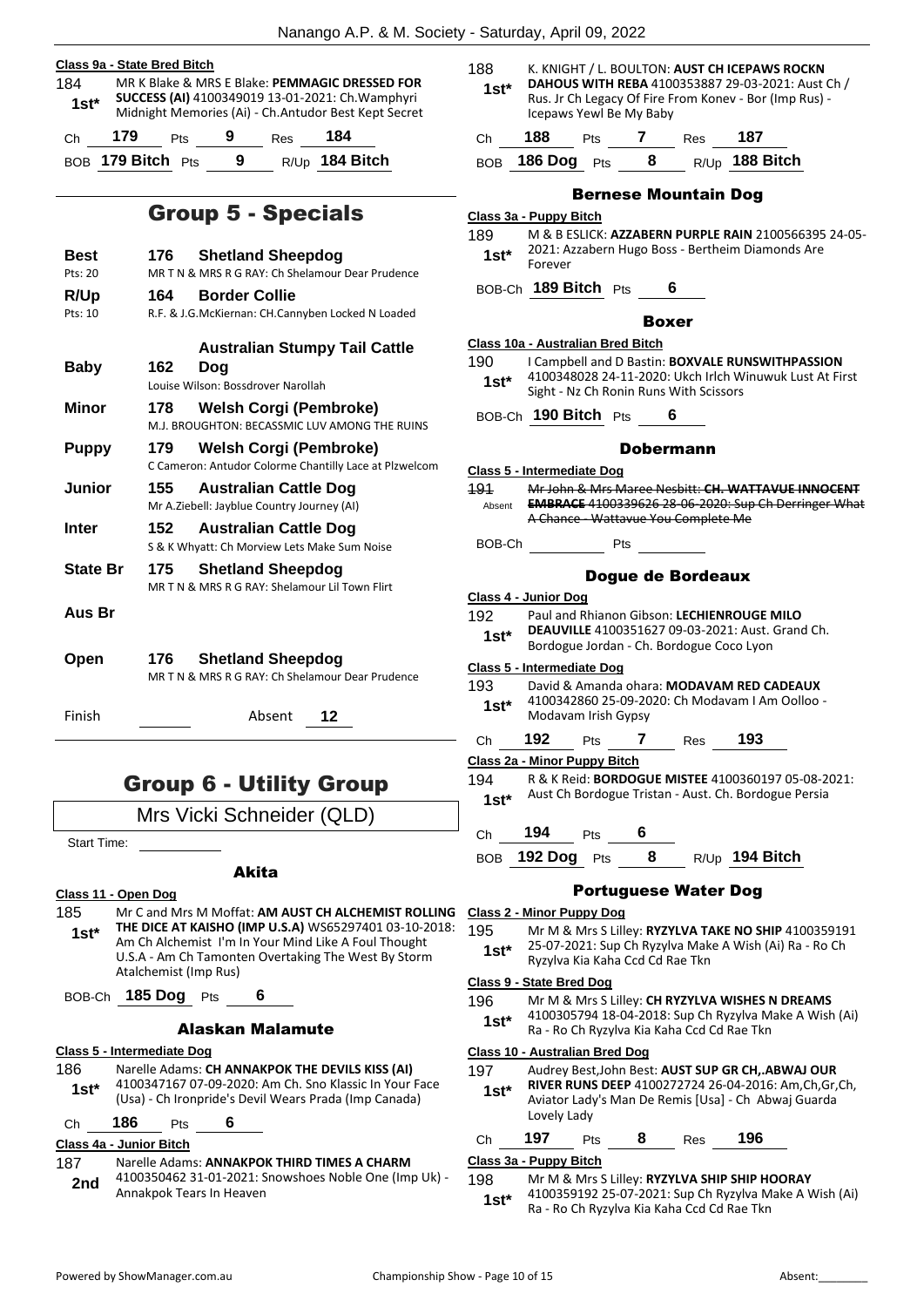**Class 9a - State Bred Bitch**

184 — 1st* — MR K Blake & MRS E Blake: **PEMMAGIC DRESSED FOR SUCCESS (AI)** 4100349019 13-01-2021: Ch.Wamphyri Midnight Memories (Ai) - Ch.Antudor Best Kept Secret

Ch 179 Pts 9 Res 184

BOB 179 Bitch Pts 9 R/Up 184 Bitch

## Group 5 - Specials

| | | |
|---|---|---|
| **Best** (Pts: 20) | 176 | **Shetland Sheepdog** — MR T N & MRS R G RAY: Ch Shelamour Dear Prudence |
| **R/Up** (Pts: 10) | 164 | **Border Collie** — R.F. & J.G.McKiernan: CH.Cannyben Locked N Loaded |
| **Baby** | 162 | **Australian Stumpy Tail Cattle Dog** — Louise Wilson: Bossdrover Narollah |
| **Minor** | 178 | **Welsh Corgi (Pembroke)** — M.J. BROUGHTON: BECASSMIC LUV AMONG THE RUINS |
| **Puppy** | 179 | **Welsh Corgi (Pembroke)** — C Cameron: Antudor Colorme Chantilly Lace at Plzwelcom |
| **Junior** | 155 | **Australian Cattle Dog** — Mr A.Ziebell: Jayblue Country Journey (AI) |
| **Inter** | 152 | **Australian Cattle Dog** — S & K Whyatt: Ch Morview Lets Make Sum Noise |
| **State Br** | 175 | **Shetland Sheepdog** — MR T N & MRS R G RAY: Shelamour Lil Town Flirt |
| **Aus Br** | | |
| **Open** | 176 | **Shetland Sheepdog** — MR T N & MRS R G RAY: Ch Shelamour Dear Prudence |

Finish ______ Absent 12

## Group 6 - Utility Group

Mrs Vicki Schneider (QLD)

Start Time: ______

### Akita

**Class 11 - Open Dog**

185 — 1st* — Mr C and Mrs M Moffat: **AM AUST CH ALCHEMIST ROLLING THE DICE AT KAISHO (IMP U.S.A)** WS65297401 03-10-2018: Am Ch Alchemist I'm In Your Mind Like A Foul Thought U.S.A - Am Ch Tamonten Overtaking The West By Storm Atalchemist (Imp Rus)

BOB-Ch 185 Dog Pts 6

### Alaskan Malamute

**Class 5 - Intermediate Dog**

186 — 1st* — Narelle Adams: **CH ANNAKPOK THE DEVILS KISS (AI)** 4100347167 07-09-2020: Am Ch. Sno Klassic In Your Face (Usa) - Ch Ironpride's Devil Wears Prada (Imp Canada)

Ch 186 Pts 6

**Class 4a - Junior Bitch**

187 — 2nd — Narelle Adams: **ANNAKPOK THIRD TIMES A CHARM** 4100350462 31-01-2021: Snowshoes Noble One (Imp Uk) - Annakpok Tears In Heaven

188 — 1st* — K. KNIGHT / L. BOULTON: **AUST CH ICEPAWS ROCKN DAHOUS WITH REBA** 4100353887 29-03-2021: Aust Ch / Rus. Jr Ch Legacy Of Fire From Konev - Bor (Imp Rus) - Icepaws Yewl Be My Baby

Ch 188 Pts 7 Res 187

BOB 186 Dog Pts 8 R/Up 188 Bitch

### Bernese Mountain Dog

**Class 3a - Puppy Bitch**

189 — 1st* — M & B ESLICK: **AZZABERN PURPLE RAIN** 2100566395 24-05-2021: Azzabern Hugo Boss - Bertheim Diamonds Are Forever

BOB-Ch 189 Bitch Pts 6

### Boxer

**Class 10a - Australian Bred Bitch**

190 — 1st* — I Campbell and D Bastin: **BOXVALE RUNSWITHPASSION** 4100348028 24-11-2020: Ukch Irlch Winuwuk Lust At First Sight - Nz Ch Ronin Runs With Scissors

BOB-Ch 190 Bitch Pts 6

### Dobermann

**Class 5 - Intermediate Dog**

~~191 — Absent — Mr John & Mrs Maree Nesbitt: **CH. WATTAVUE INNOCENT EMBRACE** 4100339626 28-06-2020: Sup Ch Derringer What A Chance - Wattavue You Complete Me~~

BOB-Ch ______ Pts ______

### Dogue de Bordeaux

**Class 4 - Junior Dog**

192 — 1st* — Paul and Rhianon Gibson: **LECHIENROUGE MILO DEAUVILLE** 4100351627 09-03-2021: Aust. Grand Ch. Bordogue Jordan - Ch. Bordogue Coco Lyon

**Class 5 - Intermediate Dog**

193 — 1st* — David & Amanda ohara: **MODAVAM RED CADEAUX** 4100342860 25-09-2020: Ch Modavam I Am Oolloo - Modavam Irish Gypsy

Ch 192 Pts 7 Res 193

**Class 2a - Minor Puppy Bitch**

194 — 1st* — R & K Reid: **BORDOGUE MISTEE** 4100360197 05-08-2021: Aust Ch Bordogue Tristan - Aust. Ch. Bordogue Persia

Ch 194 Pts 6

BOB 192 Dog Pts 8 R/Up 194 Bitch

### Portuguese Water Dog

**Class 2 - Minor Puppy Dog**

195 — 1st* — Mr M & Mrs S Lilley: **RYZYLVA TAKE NO SHIP** 4100359191 25-07-2021: Sup Ch Ryzylva Make A Wish (Ai) Ra - Ro Ch Ryzylva Kia Kaha Ccd Cd Rae Tkn

**Class 9 - State Bred Dog**

196 — 1st* — Mr M & Mrs S Lilley: **CH RYZYLVA WISHES N DREAMS** 4100305794 18-04-2018: Sup Ch Ryzylva Make A Wish (Ai) Ra - Ro Ch Ryzylva Kia Kaha Ccd Cd Rae Tkn

**Class 10 - Australian Bred Dog**

197 — 1st* — Audrey Best,John Best: **AUST SUP GR CH,.ABWAJ OUR RIVER RUNS DEEP** 4100272724 26-04-2016: Am,Ch,Gr,Ch, Aviator Lady's Man De Remis [Usa] - Ch Abwaj Guarda Lovely Lady

Ch 197 Pts 8 Res 196

**Class 3a - Puppy Bitch**

198 — 1st* — Mr M & Mrs S Lilley: **RYZYLVA SHIP SHIP HOORAY** 4100359192 25-07-2021: Sup Ch Ryzylva Make A Wish (Ai) Ra - Ro Ch Ryzylva Kia Kaha Ccd Cd Rae Tkn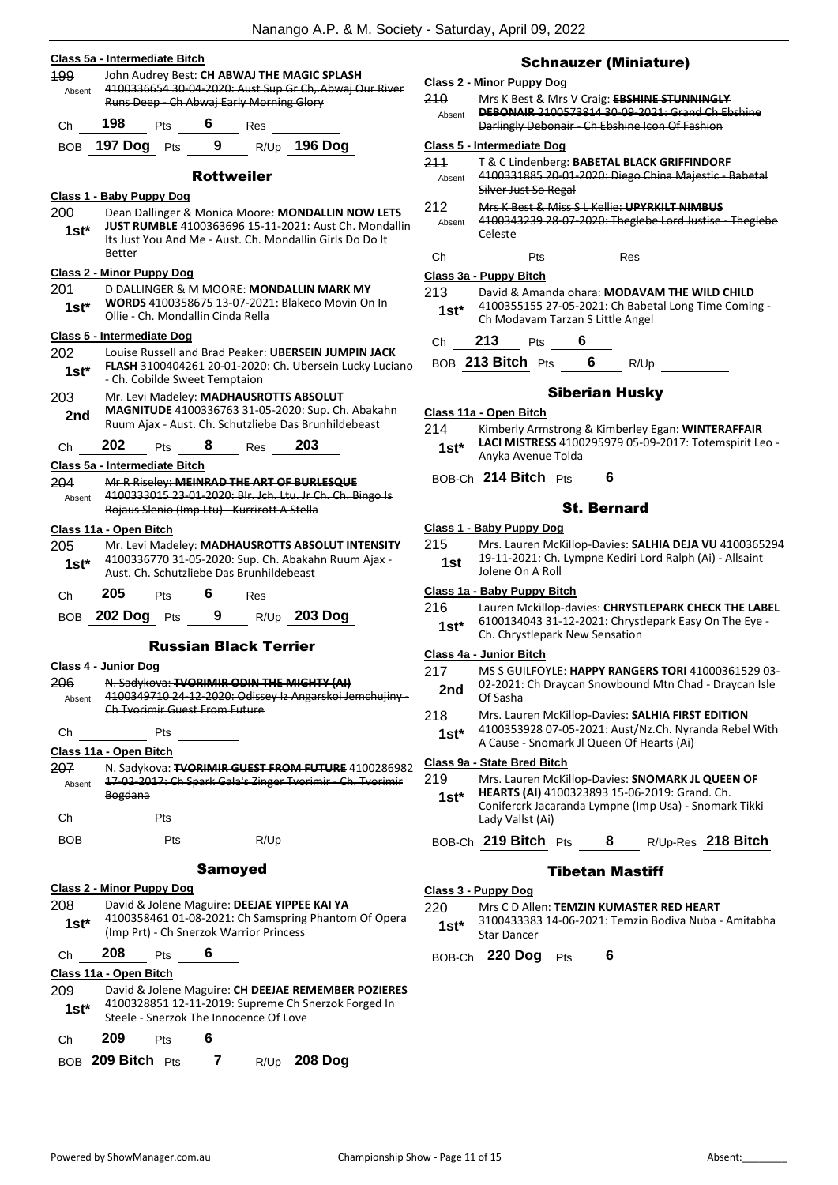### Class 5a - Intermediate Bitch

199 Absent ~~John Audrey Best: **CH ABWAJ THE MAGIC SPLASH** 4100336654 30-04-2020: Aust Sup Gr Ch,.Abwaj Our River Runs Deep - Ch Abwaj Early Morning Glory~~

Ch **198** Pts **6** Res

BOB **197 Dog** Pts **9** R/Up **196 Dog**

## Rottweiler

### Class 1 - Baby Puppy Dog

200 **1st*** Dean Dallinger & Monica Moore: **MONDALLIN NOW LETS JUST RUMBLE** 4100363696 15-11-2021: Aust Ch. Mondallin Its Just You And Me - Aust. Ch. Mondallin Girls Do Do It Better

### Class 2 - Minor Puppy Dog

201 **1st*** D DALLINGER & M MOORE: **MONDALLIN MARK MY WORDS** 4100358675 13-07-2021: Blakeco Movin On In Ollie - Ch. Mondallin Cinda Rella

### Class 5 - Intermediate Dog

202 **1st*** Louise Russell and Brad Peaker: **UBERSEIN JUMPIN JACK FLASH** 3100404261 20-01-2020: Ch. Ubersein Lucky Luciano - Ch. Cobilde Sweet Temptaion

203 **2nd** Mr. Levi Madeley: **MADHAUSROTTS ABSOLUT MAGNITUDE** 4100336763 31-05-2020: Sup. Ch. Abakahn Ruum Ajax - Aust. Ch. Schutzliebe Das Brunhildebeast

Ch **202** Pts **8** Res **203**

### Class 5a - Intermediate Bitch

204 Absent ~~Mr R Riseley: **MEINRAD THE ART OF BURLESQUE** 4100333015 23-01-2020: Blr. Jch. Ltu. Jr Ch. Ch. Bingo Is Rojaus Slenio (Imp Ltu) - Kurrirott A Stella~~

### Class 11a - Open Bitch

205 **1st*** Mr. Levi Madeley: **MADHAUSROTTS ABSOLUT INTENSITY** 4100336770 31-05-2020: Sup. Ch. Abakahn Ruum Ajax - Aust. Ch. Schutzliebe Das Brunhildebeast

Ch **205** Pts **6** Res

BOB **202 Dog** Pts **9** R/Up **203 Dog**

## Russian Black Terrier

### Class 4 - Junior Dog

206 Absent ~~N. Sadykova: **TVORIMIR ODIN THE MIGHTY (AI)** 4100349710 24-12-2020: Odissey Iz Angarskoi Jemchujiny - Ch Tvorimir Guest From Future~~

Ch Pts

### Class 11a - Open Bitch

207 Absent ~~N. Sadykova: **TVORIMIR GUEST FROM FUTURE** 4100286982 17-02-2017: Ch Spark Gala's Zinger Tvorimir - Ch. Tvorimir Bogdana~~

Ch Pts

BOB Pts R/Up

## Samoyed

### Class 2 - Minor Puppy Dog

208 **1st*** David & Jolene Maguire: **DEEJAE YIPPEE KAI YA** 4100358461 01-08-2021: Ch Samspring Phantom Of Opera (Imp Prt) - Ch Snerzok Warrior Princess

Ch **208** Pts **6**

### Class 11a - Open Bitch

209 **1st*** David & Jolene Maguire: **CH DEEJAE REMEMBER POZIERES** 4100328851 12-11-2019: Supreme Ch Snerzok Forged In Steele - Snerzok The Innocence Of Love

Ch **209** Pts **6**

BOB **209 Bitch** Pts **7** R/Up **208 Dog**

## Schnauzer (Miniature)

### Class 2 - Minor Puppy Dog

210 Absent ~~Mrs K Best & Mrs V Craig: **EBSHINE STUNNINGLY DEBONAIR** 2100573814 30-09-2021: Grand Ch Ebshine Darlingly Debonair - Ch Ebshine Icon Of Fashion~~

### Class 5 - Intermediate Dog

211 Absent ~~T & C Lindenberg: **BABETAL BLACK GRIFFINDORF** 4100331885 20-01-2020: Diego China Majestic - Babetal Silver Just So Regal~~

212 Absent ~~Mrs K Best & Miss S L Kellie: **UPYRKILT NIMBUS** 4100343239 28-07-2020: Theglebe Lord Justise - Theglebe Celeste~~

Ch Pts Res

### Class 3a - Puppy Bitch

213 **1st*** David & Amanda ohara: **MODAVAM THE WILD CHILD** 4100355155 27-05-2021: Ch Babetal Long Time Coming - Ch Modavam Tarzan S Little Angel

Ch **213** Pts **6**

BOB **213 Bitch** Pts **6** R/Up

## Siberian Husky

### Class 11a - Open Bitch

214 **1st*** Kimberly Armstrong & Kimberley Egan: **WINTERAFFAIR LACI MISTRESS** 4100295979 05-09-2017: Totemspirit Leo - Anyka Avenue Tolda

BOB-Ch **214 Bitch** Pts **6**

## St. Bernard

### Class 1 - Baby Puppy Dog

215 **1st** Mrs. Lauren McKillop-Davies: **SALHIA DEJA VU** 4100365294 19-11-2021: Ch. Lympne Kediri Lord Ralph (Ai) - Allsaint Jolene On A Roll

### Class 1a - Baby Puppy Bitch

216 **1st*** Lauren Mckillop-davies: **CHRYSTLEPARK CHECK THE LABEL** 6100134043 31-12-2021: Chrystlepark Easy On The Eye - Ch. Chrystlepark New Sensation

### Class 4a - Junior Bitch

217 **2nd** MS S GUILFOYLE: **HAPPY RANGERS TORI** 41000361529 03-02-2021: Ch Draycan Snowbound Mtn Chad - Draycan Isle Of Sasha

218 **1st*** Mrs. Lauren McKillop-Davies: **SALHIA FIRST EDITION** 4100353928 07-05-2021: Aust/Nz.Ch. Nyranda Rebel With A Cause - Snomark Jl Queen Of Hearts (Ai)

### Class 9a - State Bred Bitch

219 **1st*** Mrs. Lauren McKillop-Davies: **SNOMARK JL QUEEN OF HEARTS (AI)** 4100323893 15-06-2019: Grand. Ch. Conifercrk Jacaranda Lympne (Imp Usa) - Snomark Tikki Lady Vallst (Ai)

BOB-Ch **219 Bitch** Pts **8** R/Up-Res **218 Bitch**

## Tibetan Mastiff

### Class 3 - Puppy Dog

220 **1st*** Mrs C D Allen: **TEMZIN KUMASTER RED HEART** 3100433383 14-06-2021: Temzin Bodiva Nuba - Amitabha Star Dancer

BOB-Ch **220 Dog** Pts **6**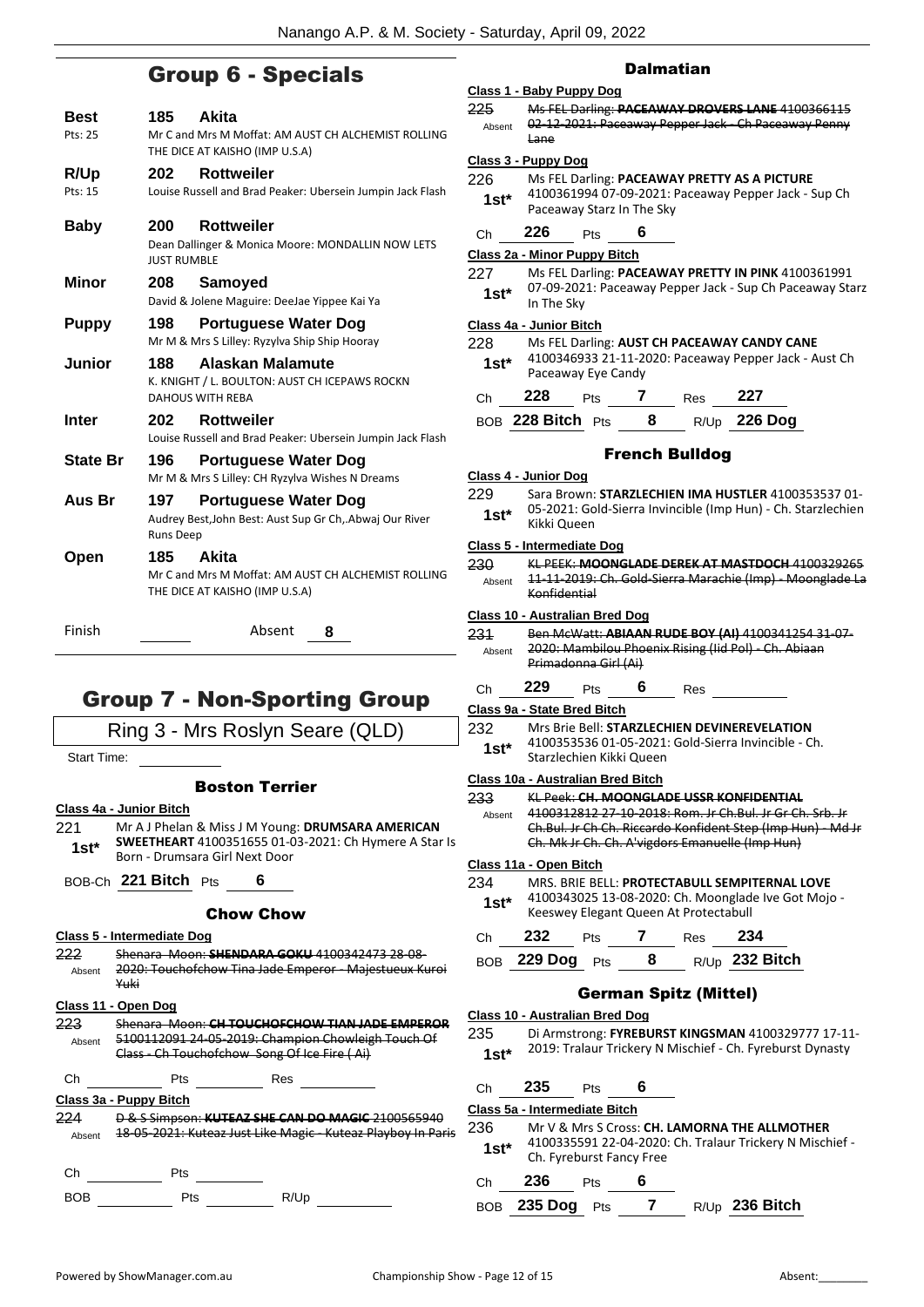## Group 6 - Specials

**Best** 185 **Akita**
Pts: 25
Mr C and Mrs M Moffat: AM AUST CH ALCHEMIST ROLLING THE DICE AT KAISHO (IMP U.S.A)

**R/Up** 202 **Rottweiler**
Pts: 15
Louise Russell and Brad Peaker: Ubersein Jumpin Jack Flash

**Baby** 200 **Rottweiler**
Dean Dallinger & Monica Moore: MONDALLIN NOW LETS JUST RUMBLE

**Minor** 208 **Samoyed**
David & Jolene Maguire: DeeJae Yippee Kai Ya

**Puppy** 198 **Portuguese Water Dog**
Mr M & Mrs S Lilley: Ryzylva Ship Ship Hooray

**Junior** 188 **Alaskan Malamute**
K. KNIGHT / L. BOULTON: AUST CH ICEPAWS ROCKN DAHOUS WITH REBA

**Inter** 202 **Rottweiler**
Louise Russell and Brad Peaker: Ubersein Jumpin Jack Flash

**State Br** 196 **Portuguese Water Dog**
Mr M & Mrs S Lilley: CH Ryzylva Wishes N Dreams

**Aus Br** 197 **Portuguese Water Dog**
Audrey Best,John Best: Aust Sup Gr Ch,.Abwaj Our River Runs Deep

**Open** 185 **Akita**
Mr C and Mrs M Moffat: AM AUST CH ALCHEMIST ROLLING THE DICE AT KAISHO (IMP U.S.A)

Finish ______ Absent **8**

## Group 7 - Non-Sporting Group

Ring 3 - Mrs Roslyn Seare (QLD)

Start Time: ______

### Boston Terrier

**Class 4a - Junior Bitch**

221 **1st*** Mr A J Phelan & Miss J M Young: **DRUMSARA AMERICAN SWEETHEART** 4100351655 01-03-2021: Ch Hymere A Star Is Born - Drumsara Girl Next Door

BOB-Ch **221 Bitch** Pts **6**

### Chow Chow

**Class 5 - Intermediate Dog**

222 Absent ~~Shenara Moon: **SHENDARA GOKU** 4100342473 28-08-2020: Touchofchow Tina Jade Emperor - Majestueux Kuroi Yuki~~

**Class 11 - Open Dog**

223 Absent ~~Shenara Moon: **CH TOUCHOFCHOW TIAN JADE EMPEROR** 5100112091 24-05-2019: Champion Chowleigh Touch Of Class - Ch Touchofchow Song Of Ice Fire ( Ai)~~

Ch ______ Pts ______ Res ______

**Class 3a - Puppy Bitch**

224 Absent ~~D & S Simpson: **KUTEAZ SHE CAN DO MAGIC** 2100565940 18-05-2021: Kuteaz Just Like Magic - Kuteaz Playboy In Paris~~

Ch ______ Pts ______

BOB ______ Pts ______ R/Up ______

### Dalmatian

**Class 1 - Baby Puppy Dog**

225 Absent ~~Ms FEL Darling: **PACEAWAY DROVERS LANE** 4100366115 02-12-2021: Paceaway Pepper Jack - Ch Paceaway Penny Lane~~

**Class 3 - Puppy Dog**

226 **1st*** Ms FEL Darling: **PACEAWAY PRETTY AS A PICTURE** 4100361994 07-09-2021: Paceaway Pepper Jack - Sup Ch Paceaway Starz In The Sky

Ch **226** Pts **6**

**Class 2a - Minor Puppy Bitch**

227 **1st*** Ms FEL Darling: **PACEAWAY PRETTY IN PINK** 4100361991 07-09-2021: Paceaway Pepper Jack - Sup Ch Paceaway Starz In The Sky

**Class 4a - Junior Bitch**

228 **1st*** Ms FEL Darling: **AUST CH PACEAWAY CANDY CANE** 4100346933 21-11-2020: Paceaway Pepper Jack - Aust Ch Paceaway Eye Candy

Ch **228** Pts **7** Res **227**

BOB **228 Bitch** Pts **8** R/Up **226 Dog**

### French Bulldog

**Class 4 - Junior Dog**

229 **1st*** Sara Brown: **STARZLECHIEN IMA HUSTLER** 4100353537 01-05-2021: Gold-Sierra Invincible (Imp Hun) - Ch. Starzlechien Kikki Queen

**Class 5 - Intermediate Dog**

230 Absent ~~KL PEEK: **MOONGLADE DEREK AT MASTDOCH** 4100329265 11-11-2019: Ch. Gold-Sierra Marachie (Imp) - Moonglade La Konfidential~~

**Class 10 - Australian Bred Dog**

231 Absent ~~Ben McWatt: **ABIAAN RUDE BOY (AI)** 4100341254 31-07-2020: Mambilou Phoenix Rising (Iid Pol) - Ch. Abiaan Primadonna Girl (Ai)~~

Ch **229** Pts **6** Res ______

**Class 9a - State Bred Bitch**

232 **1st*** Mrs Brie Bell: **STARZLECHIEN DEVINEREVELATION** 4100353536 01-05-2021: Gold-Sierra Invincible - Ch. Starzlechien Kikki Queen

**Class 10a - Australian Bred Bitch**

233 Absent ~~KL Peek: **CH. MOONGLADE USSR KONFIDENTIAL** 4100312812 27-10-2018: Rom. Jr Ch.Bul. Jr Gr Ch. Srb. Jr Ch.Bul. Jr Ch Ch. Riccardo Konfident Step (Imp Hun) - Md Jr Ch. Mk Jr Ch. Ch. A'vigdors Emanuelle (Imp Hun)~~

**Class 11a - Open Bitch**

234 **1st*** MRS. BRIE BELL: **PROTECTABULL SEMPITERNAL LOVE** 4100343025 13-08-2020: Ch. Moonglade Ive Got Mojo - Keeswey Elegant Queen At Protectabull

Ch **232** Pts **7** Res **234**

BOB **229 Dog** Pts **8** R/Up **232 Bitch**

### German Spitz (Mittel)

**Class 10 - Australian Bred Dog**

235 **1st*** Di Armstrong: **FYREBURST KINGSMAN** 4100329777 17-11-2019: Tralaur Trickery N Mischief - Ch. Fyreburst Dynasty

Ch **235** Pts **6**

**Class 5a - Intermediate Bitch**

236 **1st*** Mr V & Mrs S Cross: **CH. LAMORNA THE ALLMOTHER** 4100335591 22-04-2020: Ch. Tralaur Trickery N Mischief - Ch. Fyreburst Fancy Free

Ch **236** Pts **6**

BOB **235 Dog** Pts **7** R/Up **236 Bitch**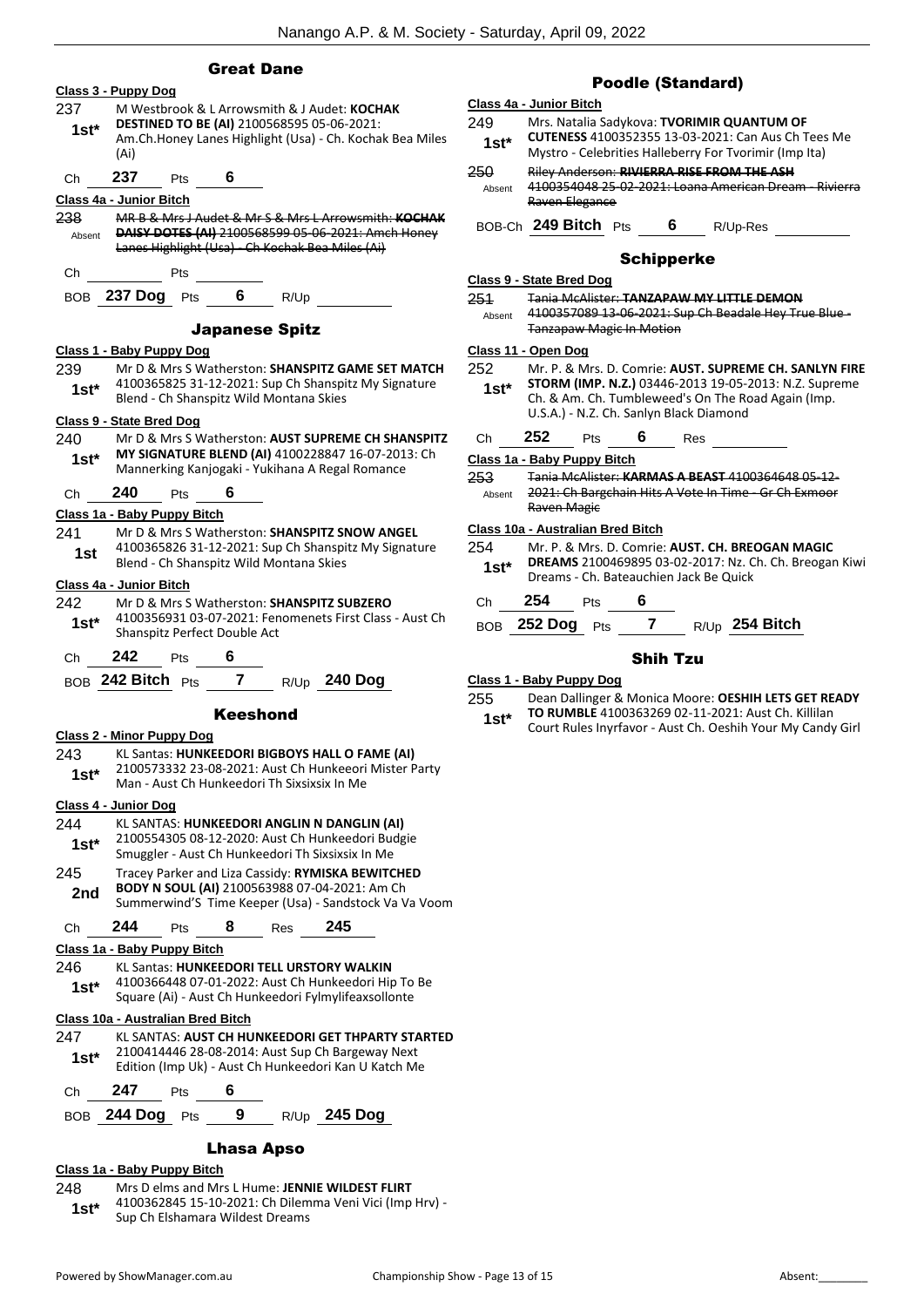## Great Dane

**Class 3 - Puppy Dog**

237 — 1st* — M Westbrook & L Arrowsmith & J Audet: **KOCHAK DESTINED TO BE (AI)** 2100568595 05-06-2021: Am.Ch.Honey Lanes Highlight (Usa) - Ch. Kochak Bea Miles (Ai)

Ch **237** Pts **6**

**Class 4a - Junior Bitch**

238 — Absent — ~~MR B & Mrs J Audet & Mr S & Mrs L Arrowsmith: **KOCHAK DAISY DOTES (AI)** 2100568599 05-06-2021: Amch Honey Lanes Highlight (Usa) - Ch Kochak Bea Miles (Ai)~~

Ch ______ Pts ______

BOB **237 Dog** Pts **6** R/Up ______

## Japanese Spitz

**Class 1 - Baby Puppy Dog**

239 — 1st* — Mr D & Mrs S Watherston: **SHANSPITZ GAME SET MATCH** 4100365825 31-12-2021: Sup Ch Shanspitz My Signature Blend - Ch Shanspitz Wild Montana Skies

**Class 9 - State Bred Dog**

240 — 1st* — Mr D & Mrs S Watherston: **AUST SUPREME CH SHANSPITZ MY SIGNATURE BLEND (AI)** 4100228847 16-07-2013: Ch Mannerking Kanjogaki - Yukihana A Regal Romance

Ch **240** Pts **6**

**Class 1a - Baby Puppy Bitch**

241 — 1st — Mr D & Mrs S Watherston: **SHANSPITZ SNOW ANGEL** 4100365826 31-12-2021: Sup Ch Shanspitz My Signature Blend - Ch Shanspitz Wild Montana Skies

**Class 4a - Junior Bitch**

242 — 1st* — Mr D & Mrs S Watherston: **SHANSPITZ SUBZERO** 4100356931 03-07-2021: Fenomenets First Class - Aust Ch Shanspitz Perfect Double Act

Ch **242** Pts **6**

BOB **242 Bitch** Pts **7** R/Up **240 Dog**

## Keeshond

**Class 2 - Minor Puppy Dog**

243 — 1st* — KL Santas: **HUNKEEDORI BIGBOYS HALL O FAME (AI)** 2100573332 23-08-2021: Aust Ch Hunkeeori Mister Party Man - Aust Ch Hunkeedori Th Sixsixsix In Me

**Class 4 - Junior Dog**

244 — 1st* — KL SANTAS: **HUNKEEDORI ANGLIN N DANGLIN (AI)** 2100554305 08-12-2020: Aust Ch Hunkeedori Budgie Smuggler - Aust Ch Hunkeedori Th Sixsixsix In Me

245 — 2nd — Tracey Parker and Liza Cassidy: **RYMISKA BEWITCHED BODY N SOUL (AI)** 2100563988 07-04-2021: Am Ch Summerwind'S Time Keeper (Usa) - Sandstock Va Va Voom

Ch **244** Pts **8** Res **245**

**Class 1a - Baby Puppy Bitch**

246 — 1st* — KL Santas: **HUNKEEDORI TELL URSTORY WALKIN** 4100366448 07-01-2022: Aust Ch Hunkeedori Hip To Be Square (Ai) - Aust Ch Hunkeedori Fylmylifeaxsollonte

**Class 10a - Australian Bred Bitch**

247 — 1st* — KL SANTAS: **AUST CH HUNKEEDORI GET THPARTY STARTED** 2100414446 28-08-2014: Aust Sup Ch Bargeway Next Edition (Imp Uk) - Aust Ch Hunkeedori Kan U Katch Me

Ch **247** Pts **6**

BOB **244 Dog** Pts **9** R/Up **245 Dog**

## Lhasa Apso

**Class 1a - Baby Puppy Bitch**

248 — 1st* — Mrs D elms and Mrs L Hume: **JENNIE WILDEST FLIRT** 4100362845 15-10-2021: Ch Dilemma Veni Vici (Imp Hrv) - Sup Ch Elshamara Wildest Dreams

## Poodle (Standard)

**Class 4a - Junior Bitch**

249 — 1st* — Mrs. Natalia Sadykova: **TVORIMIR QUANTUM OF CUTENESS** 4100352355 13-03-2021: Can Aus Ch Tees Me Mystro - Celebrities Halleberry For Tvorimir (Imp Ita)

250 — Absent — ~~Riley Anderson: **RIVIERRA RISE FROM THE ASH** 4100354048 25-02-2021: Loana American Dream - Rivierra Raven Elegance~~

BOB-Ch **249 Bitch** Pts **6** R/Up-Res ______

## Schipperke

**Class 9 - State Bred Dog**

251 — Absent — ~~Tania McAlister: **TANZAPAW MY LITTLE DEMON** 4100357089 13-06-2021: Sup Ch Beadale Hey True Blue - Tanzapaw Magic In Motion~~

**Class 11 - Open Dog**

252 — 1st* — Mr. P. & Mrs. D. Comrie: **AUST. SUPREME CH. SANLYN FIRE STORM (IMP. N.Z.)** 03446-2013 19-05-2013: N.Z. Supreme Ch. & Am. Ch. Tumbleweed's On The Road Again (Imp. U.S.A.) - N.Z. Ch. Sanlyn Black Diamond

Ch **252** Pts **6** Res ______

**Class 1a - Baby Puppy Bitch**

253 — Absent — ~~Tania McAlister: **KARMAS A BEAST** 4100364648 05-12-2021: Ch Bargchain Hits A Vote In Time - Gr Ch Exmoor Raven Magic~~

**Class 10a - Australian Bred Bitch**

254 — 1st* — Mr. P. & Mrs. D. Comrie: **AUST. CH. BREOGAN MAGIC DREAMS** 2100469895 03-02-2017: Nz. Ch. Ch. Breogan Kiwi Dreams - Ch. Bateauchien Jack Be Quick

Ch **254** Pts **6**

BOB **252 Dog** Pts **7** R/Up **254 Bitch**

## Shih Tzu

**Class 1 - Baby Puppy Dog**

255 — 1st* — Dean Dallinger & Monica Moore: **OESHIH LETS GET READY TO RUMBLE** 4100363269 02-11-2021: Aust Ch. Killilan Court Rules Inyrfavor - Aust Ch. Oeshih Your My Candy Girl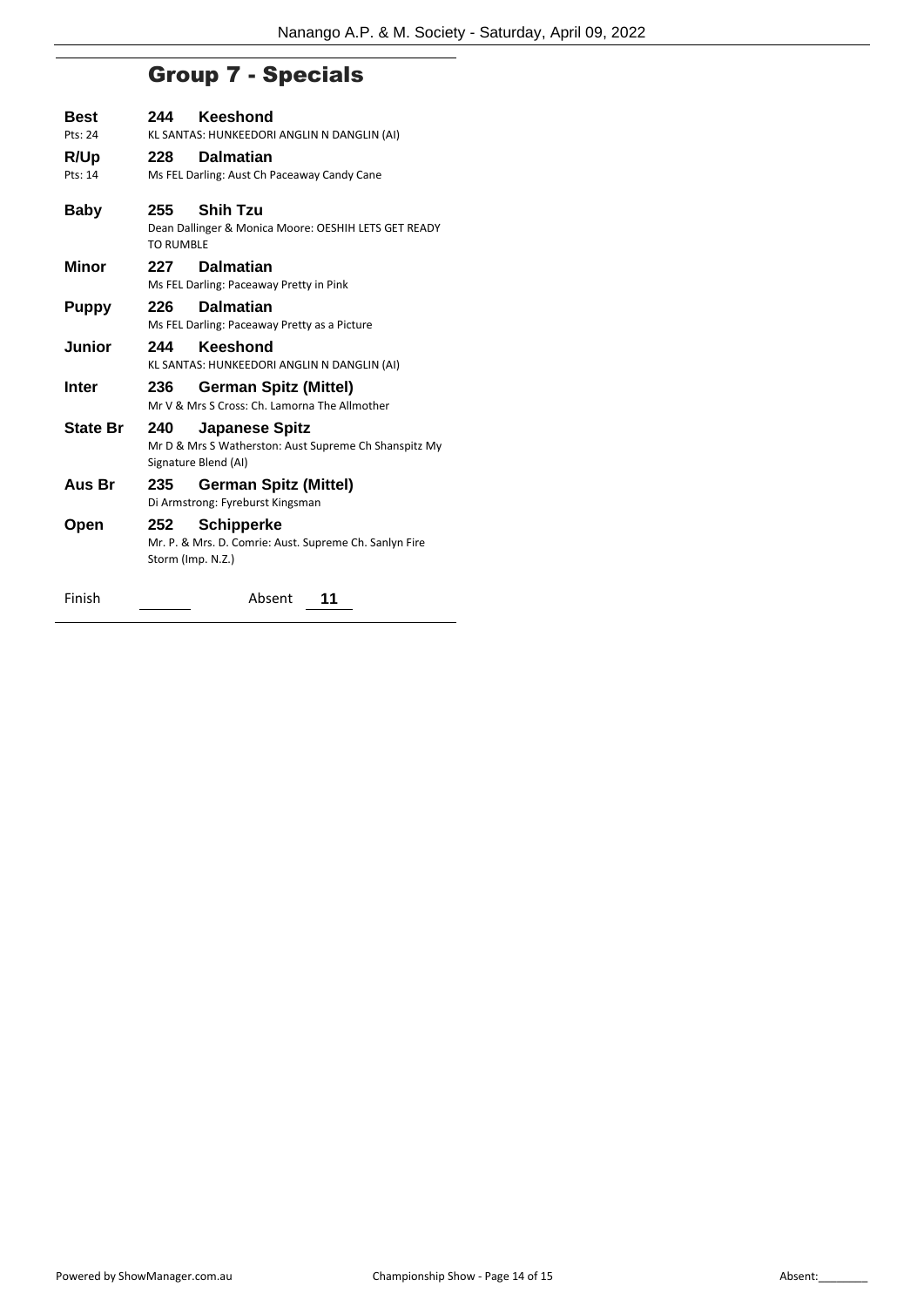## Group 7 - Specials

**Best** **244 Keeshond**
Pts: 24
KL SANTAS: HUNKEEDORI ANGLIN N DANGLIN (AI)

**R/Up** **228 Dalmatian**
Pts: 14
Ms FEL Darling: Aust Ch Paceaway Candy Cane

**Baby** **255 Shih Tzu**
Dean Dallinger & Monica Moore: OESHIH LETS GET READY TO RUMBLE

**Minor** **227 Dalmatian**
Ms FEL Darling: Paceaway Pretty in Pink

**Puppy** **226 Dalmatian**
Ms FEL Darling: Paceaway Pretty as a Picture

**Junior** **244 Keeshond**
KL SANTAS: HUNKEEDORI ANGLIN N DANGLIN (AI)

**Inter** **236 German Spitz (Mittel)**
Mr V & Mrs S Cross: Ch. Lamorna The Allmother

**State Br** **240 Japanese Spitz**
Mr D & Mrs S Watherston: Aust Supreme Ch Shanspitz My Signature Blend (AI)

**Aus Br** **235 German Spitz (Mittel)**
Di Armstrong: Fyreburst Kingsman

**Open** **252 Schipperke**
Mr. P. & Mrs. D. Comrie: Aust. Supreme Ch. Sanlyn Fire Storm (Imp. N.Z.)

Finish ______ Absent **11**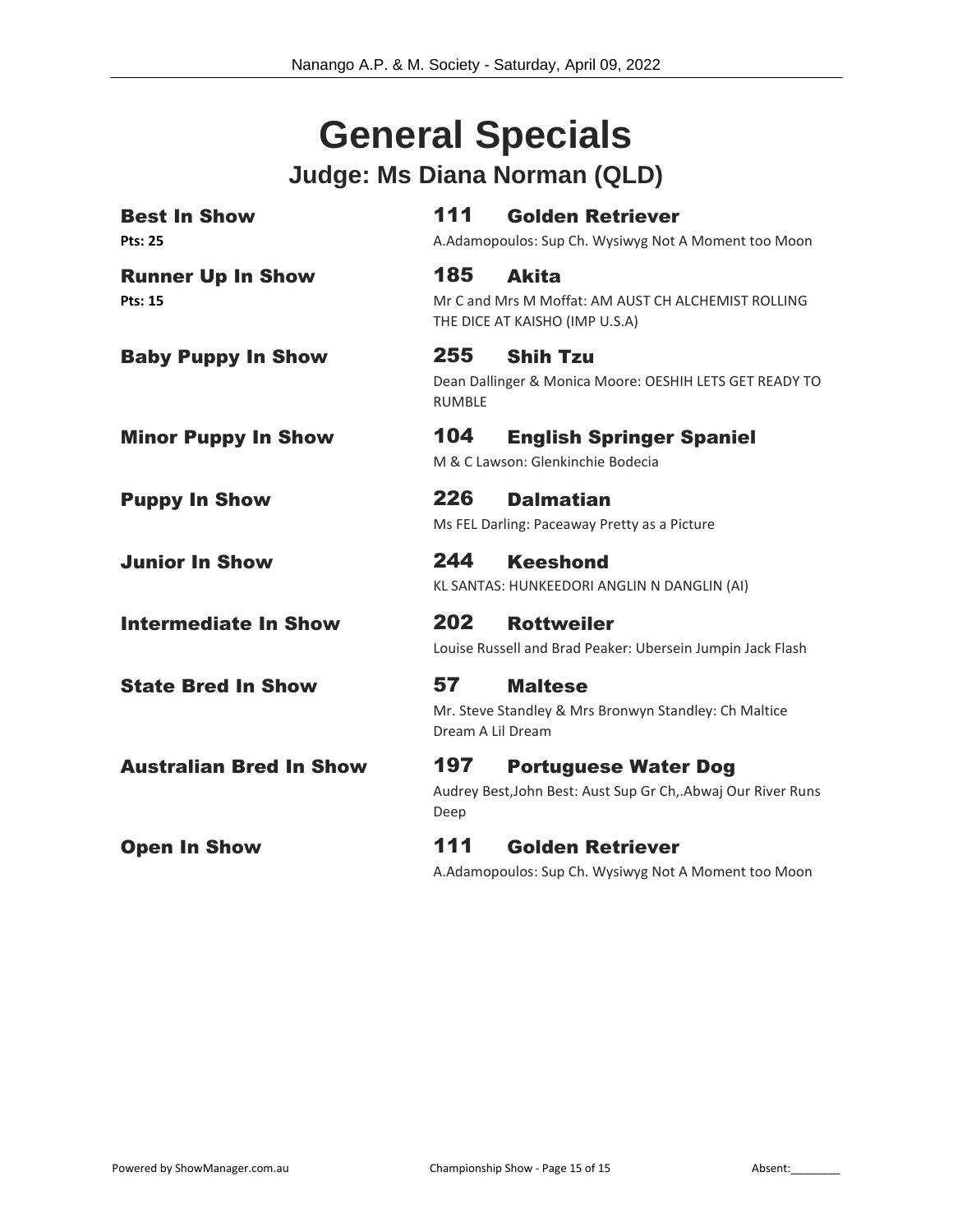# General Specials

## Judge: Ms Diana Norman (QLD)

| | | |
|---|---|---|
| **Best In Show**<br>**Pts: 25** | **111** | **Golden Retriever**<br>A.Adamopoulos: Sup Ch. Wysiwyg Not A Moment too Moon |
| **Runner Up In Show**<br>**Pts: 15** | **185** | **Akita**<br>Mr C and Mrs M Moffat: AM AUST CH ALCHEMIST ROLLING THE DICE AT KAISHO (IMP U.S.A) |
| **Baby Puppy In Show** | **255** | **Shih Tzu**<br>Dean Dallinger & Monica Moore: OESHIH LETS GET READY TO RUMBLE |
| **Minor Puppy In Show** | **104** | **English Springer Spaniel**<br>M & C Lawson: Glenkinchie Bodecia |
| **Puppy In Show** | **226** | **Dalmatian**<br>Ms FEL Darling: Paceaway Pretty as a Picture |
| **Junior In Show** | **244** | **Keeshond**<br>KL SANTAS: HUNKEEDORI ANGLIN N DANGLIN (AI) |
| **Intermediate In Show** | **202** | **Rottweiler**<br>Louise Russell and Brad Peaker: Ubersein Jumpin Jack Flash |
| **State Bred In Show** | **57** | **Maltese**<br>Mr. Steve Standley & Mrs Bronwyn Standley: Ch Maltice Dream A Lil Dream |
| **Australian Bred In Show** | **197** | **Portuguese Water Dog**<br>Audrey Best,John Best: Aust Sup Gr Ch,.Abwaj Our River Runs Deep |
| **Open In Show** | **111** | **Golden Retriever**<br>A.Adamopoulos: Sup Ch. Wysiwyg Not A Moment too Moon |

Absent:________